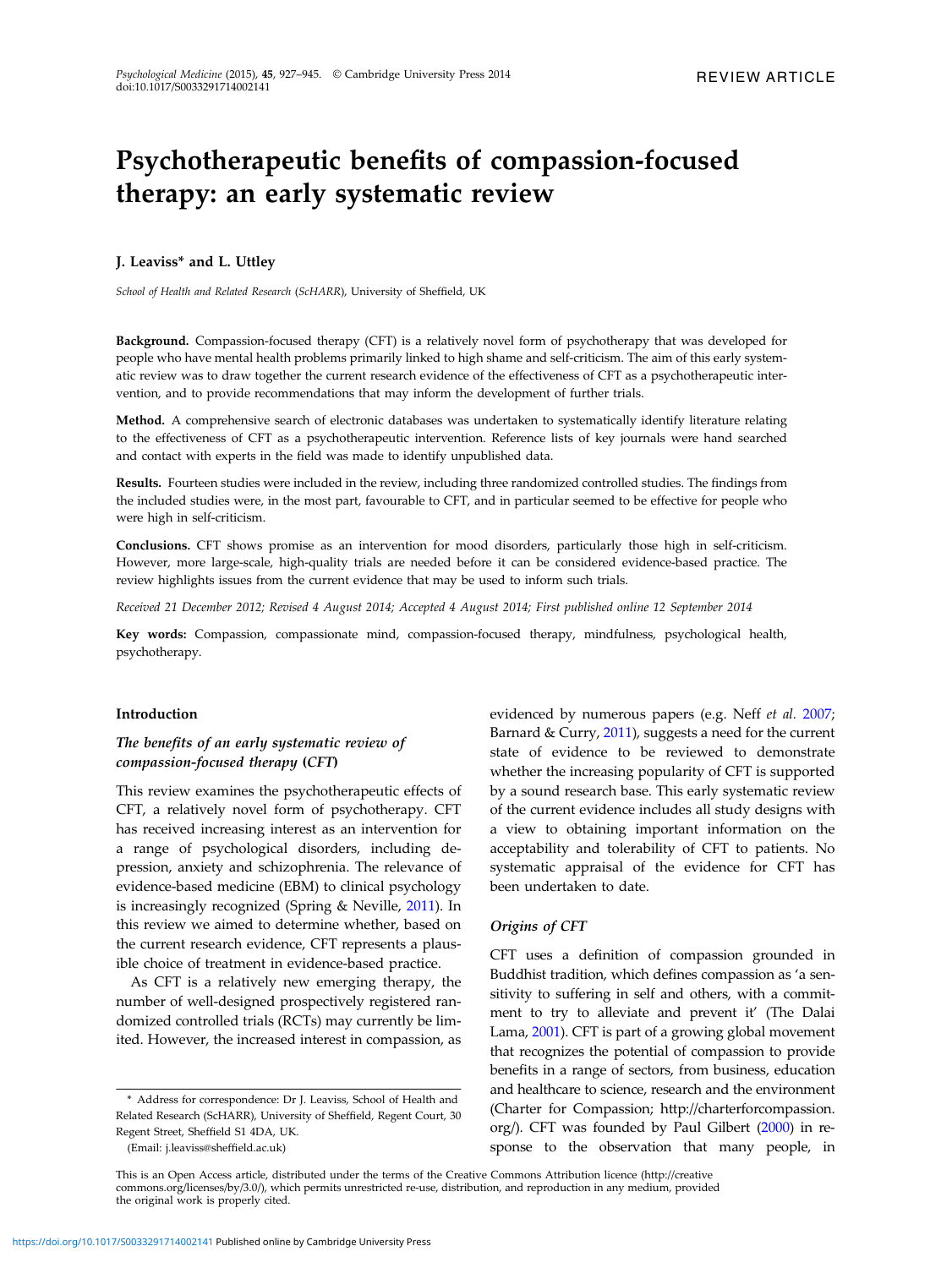REVIEW ARTICLE

# Psychotherapeutic benefits of compassion-focused therapy: an early systematic review

**J. Leaviss* and L. Uttley**

*School of Health and Related Research (ScHARR), University of Sheffield, UK*

**Background.** Compassion-focused therapy (CFT) is a relatively novel form of psychotherapy that was developed for people who have mental health problems primarily linked to high shame and self-criticism. The aim of this early systematic review was to draw together the current research evidence of the effectiveness of CFT as a psychotherapeutic intervention, and to provide recommendations that may inform the development of further trials.

**Method.** A comprehensive search of electronic databases was undertaken to systematically identify literature relating to the effectiveness of CFT as a psychotherapeutic intervention. Reference lists of key journals were hand searched and contact with experts in the field was made to identify unpublished data.

**Results.** Fourteen studies were included in the review, including three randomized controlled studies. The findings from the included studies were, in the most part, favourable to CFT, and in particular seemed to be effective for people who were high in self-criticism.

**Conclusions.** CFT shows promise as an intervention for mood disorders, particularly those high in self-criticism. However, more large-scale, high-quality trials are needed before it can be considered evidence-based practice. The review highlights issues from the current evidence that may be used to inform such trials.

*Received 21 December 2012; Revised 4 August 2014; Accepted 4 August 2014; First published online 12 September 2014*

**Key words:** Compassion, compassionate mind, compassion-focused therapy, mindfulness, psychological health, psychotherapy.

## Introduction

### *The benefits of an early systematic review of compassion-focused therapy (CFT)*

This review examines the psychotherapeutic effects of CFT, a relatively novel form of psychotherapy. CFT has received increasing interest as an intervention for a range of psychological disorders, including depression, anxiety and schizophrenia. The relevance of evidence-based medicine (EBM) to clinical psychology is increasingly recognized (Spring & Neville, 2011). In this review we aimed to determine whether, based on the current research evidence, CFT represents a plausible choice of treatment in evidence-based practice.

As CFT is a relatively new emerging therapy, the number of well-designed prospectively registered randomized controlled trials (RCTs) may currently be limited. However, the increased interest in compassion, as evidenced by numerous papers (e.g. Neff *et al.* 2007; Barnard & Curry, 2011), suggests a need for the current state of evidence to be reviewed to demonstrate whether the increasing popularity of CFT is supported by a sound research base. This early systematic review of the current evidence includes all study designs with a view to obtaining important information on the acceptability and tolerability of CFT to patients. No systematic appraisal of the evidence for CFT has been undertaken to date.

### *Origins of CFT*

CFT uses a definition of compassion grounded in Buddhist tradition, which defines compassion as 'a sensitivity to suffering in self and others, with a commitment to try to alleviate and prevent it' (The Dalai Lama, 2001). CFT is part of a growing global movement that recognizes the potential of compassion to provide benefits in a range of sectors, from business, education and healthcare to science, research and the environment (Charter for Compassion; http://charterforcompassion.org/). CFT was founded by Paul Gilbert (2000) in response to the observation that many people, in

\* Address for correspondence: Dr J. Leaviss, School of Health and Related Research (ScHARR), University of Sheffield, Regent Court, 30 Regent Street, Sheffield S1 4DA, UK.

(Email: j.leaviss@sheffield.ac.uk)

This is an Open Access article, distributed under the terms of the Creative Commons Attribution licence (http://creativecommons.org/licenses/by/3.0/), which permits unrestricted re-use, distribution, and reproduction in any medium, provided the original work is properly cited.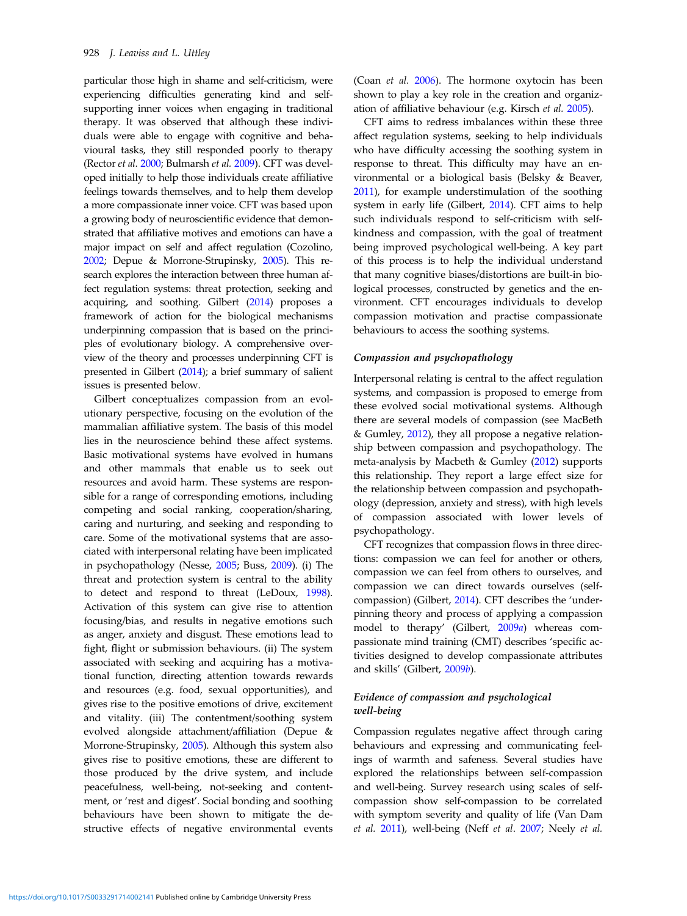particular those high in shame and self-criticism, were experiencing difficulties generating kind and self-supporting inner voices when engaging in traditional therapy. It was observed that although these individuals were able to engage with cognitive and behavioural tasks, they still responded poorly to therapy (Rector *et al.* 2000; Bulmarsh *et al.* 2009). CFT was developed initially to help those individuals create affiliative feelings towards themselves, and to help them develop a more compassionate inner voice. CFT was based upon a growing body of neuroscientific evidence that demonstrated that affiliative motives and emotions can have a major impact on self and affect regulation (Cozolino, 2002; Depue & Morrone-Strupinsky, 2005). This research explores the interaction between three human affect regulation systems: threat protection, seeking and acquiring, and soothing. Gilbert (2014) proposes a framework of action for the biological mechanisms underpinning compassion that is based on the principles of evolutionary biology. A comprehensive overview of the theory and processes underpinning CFT is presented in Gilbert (2014); a brief summary of salient issues is presented below.

Gilbert conceptualizes compassion from an evolutionary perspective, focusing on the evolution of the mammalian affiliative system. The basis of this model lies in the neuroscience behind these affect systems. Basic motivational systems have evolved in humans and other mammals that enable us to seek out resources and avoid harm. These systems are responsible for a range of corresponding emotions, including competing and social ranking, cooperation/sharing, caring and nurturing, and seeking and responding to care. Some of the motivational systems that are associated with interpersonal relating have been implicated in psychopathology (Nesse, 2005; Buss, 2009). (i) The threat and protection system is central to the ability to detect and respond to threat (LeDoux, 1998). Activation of this system can give rise to attention focusing/bias, and results in negative emotions such as anger, anxiety and disgust. These emotions lead to fight, flight or submission behaviours. (ii) The system associated with seeking and acquiring has a motivational function, directing attention towards rewards and resources (e.g. food, sexual opportunities), and gives rise to the positive emotions of drive, excitement and vitality. (iii) The contentment/soothing system evolved alongside attachment/affiliation (Depue & Morrone-Strupinsky, 2005). Although this system also gives rise to positive emotions, these are different to those produced by the drive system, and include peacefulness, well-being, not-seeking and contentment, or 'rest and digest'. Social bonding and soothing behaviours have been shown to mitigate the destructive effects of negative environmental events (Coan *et al.* 2006). The hormone oxytocin has been shown to play a key role in the creation and organization of affiliative behaviour (e.g. Kirsch *et al.* 2005).

CFT aims to redress imbalances within these three affect regulation systems, seeking to help individuals who have difficulty accessing the soothing system in response to threat. This difficulty may have an environmental or a biological basis (Belsky & Beaver, 2011), for example understimulation of the soothing system in early life (Gilbert, 2014). CFT aims to help such individuals respond to self-criticism with self-kindness and compassion, with the goal of treatment being improved psychological well-being. A key part of this process is to help the individual understand that many cognitive biases/distortions are built-in biological processes, constructed by genetics and the environment. CFT encourages individuals to develop compassion motivation and practise compassionate behaviours to access the soothing systems.

### *Compassion and psychopathology*

Interpersonal relating is central to the affect regulation systems, and compassion is proposed to emerge from these evolved social motivational systems. Although there are several models of compassion (see MacBeth & Gumley, 2012), they all propose a negative relationship between compassion and psychopathology. The meta-analysis by Macbeth & Gumley (2012) supports this relationship. They report a large effect size for the relationship between compassion and psychopathology (depression, anxiety and stress), with high levels of compassion associated with lower levels of psychopathology.

CFT recognizes that compassion flows in three directions: compassion we can feel for another or others, compassion we can feel from others to ourselves, and compassion we can direct towards ourselves (self-compassion) (Gilbert, 2014). CFT describes the 'underpinning theory and process of applying a compassion model to therapy' (Gilbert, 2009*a*) whereas compassionate mind training (CMT) describes 'specific activities designed to develop compassionate attributes and skills' (Gilbert, 2009*b*).

### *Evidence of compassion and psychological well-being*

Compassion regulates negative affect through caring behaviours and expressing and communicating feelings of warmth and safeness. Several studies have explored the relationships between self-compassion and well-being. Survey research using scales of self-compassion show self-compassion to be correlated with symptom severity and quality of life (Van Dam *et al.* 2011), well-being (Neff *et al*. 2007; Neely *et al.*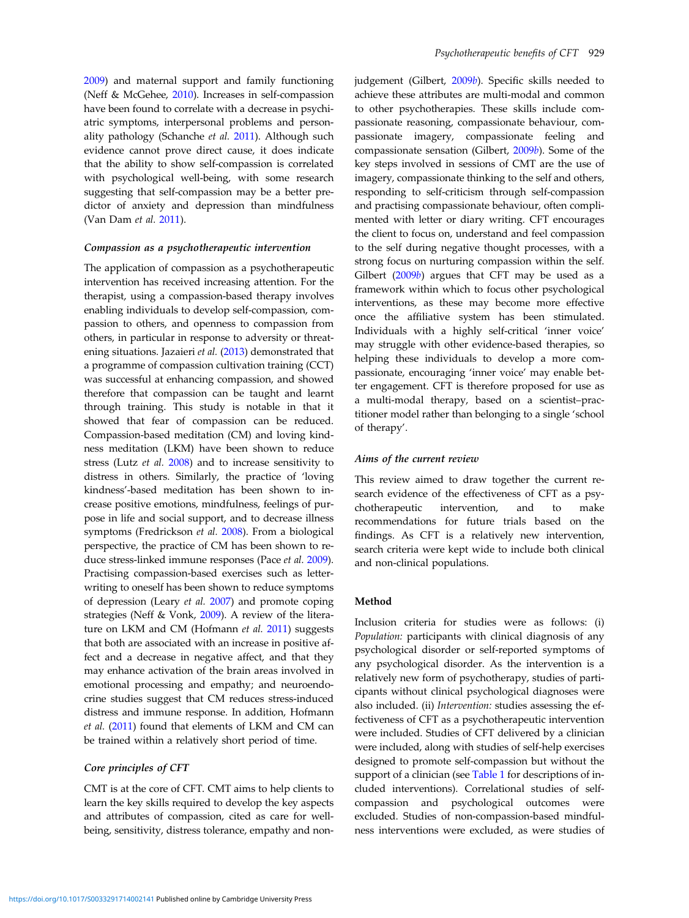2009) and maternal support and family functioning (Neff & McGehee, 2010). Increases in self-compassion have been found to correlate with a decrease in psychiatric symptoms, interpersonal problems and personality pathology (Schanche *et al.* 2011). Although such evidence cannot prove direct cause, it does indicate that the ability to show self-compassion is correlated with psychological well-being, with some research suggesting that self-compassion may be a better predictor of anxiety and depression than mindfulness (Van Dam *et al.* 2011).

### *Compassion as a psychotherapeutic intervention*

The application of compassion as a psychotherapeutic intervention has received increasing attention. For the therapist, using a compassion-based therapy involves enabling individuals to develop self-compassion, compassion to others, and openness to compassion from others, in particular in response to adversity or threatening situations. Jazaieri *et al.* (2013) demonstrated that a programme of compassion cultivation training (CCT) was successful at enhancing compassion, and showed therefore that compassion can be taught and learnt through training. This study is notable in that it showed that fear of compassion can be reduced. Compassion-based meditation (CM) and loving kindness meditation (LKM) have been shown to reduce stress (Lutz *et al.* 2008) and to increase sensitivity to distress in others. Similarly, the practice of 'loving kindness'-based meditation has been shown to increase positive emotions, mindfulness, feelings of purpose in life and social support, and to decrease illness symptoms (Fredrickson *et al.* 2008). From a biological perspective, the practice of CM has been shown to reduce stress-linked immune responses (Pace *et al.* 2009). Practising compassion-based exercises such as letter-writing to oneself has been shown to reduce symptoms of depression (Leary *et al.* 2007) and promote coping strategies (Neff & Vonk, 2009). A review of the literature on LKM and CM (Hofmann *et al.* 2011) suggests that both are associated with an increase in positive affect and a decrease in negative affect, and that they may enhance activation of the brain areas involved in emotional processing and empathy; and neuroendocrine studies suggest that CM reduces stress-induced distress and immune response. In addition, Hofmann *et al.* (2011) found that elements of LKM and CM can be trained within a relatively short period of time.

### *Core principles of CFT*

CMT is at the core of CFT. CMT aims to help clients to learn the key skills required to develop the key aspects and attributes of compassion, cited as care for well-being, sensitivity, distress tolerance, empathy and non-judgement (Gilbert, 2009*b*). Specific skills needed to achieve these attributes are multi-modal and common to other psychotherapies. These skills include compassionate reasoning, compassionate behaviour, compassionate imagery, compassionate feeling and compassionate sensation (Gilbert, 2009*b*). Some of the key steps involved in sessions of CMT are the use of imagery, compassionate thinking to the self and others, responding to self-criticism through self-compassion and practising compassionate behaviour, often complimented with letter or diary writing. CFT encourages the client to focus on, understand and feel compassion to the self during negative thought processes, with a strong focus on nurturing compassion within the self. Gilbert (2009*b*) argues that CFT may be used as a framework within which to focus other psychological interventions, as these may become more effective once the affiliative system has been stimulated. Individuals with a highly self-critical 'inner voice' may struggle with other evidence-based therapies, so helping these individuals to develop a more compassionate, encouraging 'inner voice' may enable better engagement. CFT is therefore proposed for use as a multi-modal therapy, based on a scientist–practitioner model rather than belonging to a single 'school of therapy'.

### *Aims of the current review*

This review aimed to draw together the current research evidence of the effectiveness of CFT as a psychotherapeutic intervention, and to make recommendations for future trials based on the findings. As CFT is a relatively new intervention, search criteria were kept wide to include both clinical and non-clinical populations.

## Method

Inclusion criteria for studies were as follows: (i) *Population:* participants with clinical diagnosis of any psychological disorder or self-reported symptoms of any psychological disorder. As the intervention is a relatively new form of psychotherapy, studies of participants without clinical psychological diagnoses were also included. (ii) *Intervention:* studies assessing the effectiveness of CFT as a psychotherapeutic intervention were included. Studies of CFT delivered by a clinician were included, along with studies of self-help exercises designed to promote self-compassion but without the support of a clinician (see Table 1 for descriptions of included interventions). Correlational studies of self-compassion and psychological outcomes were excluded. Studies of non-compassion-based mindfulness interventions were excluded, as were studies of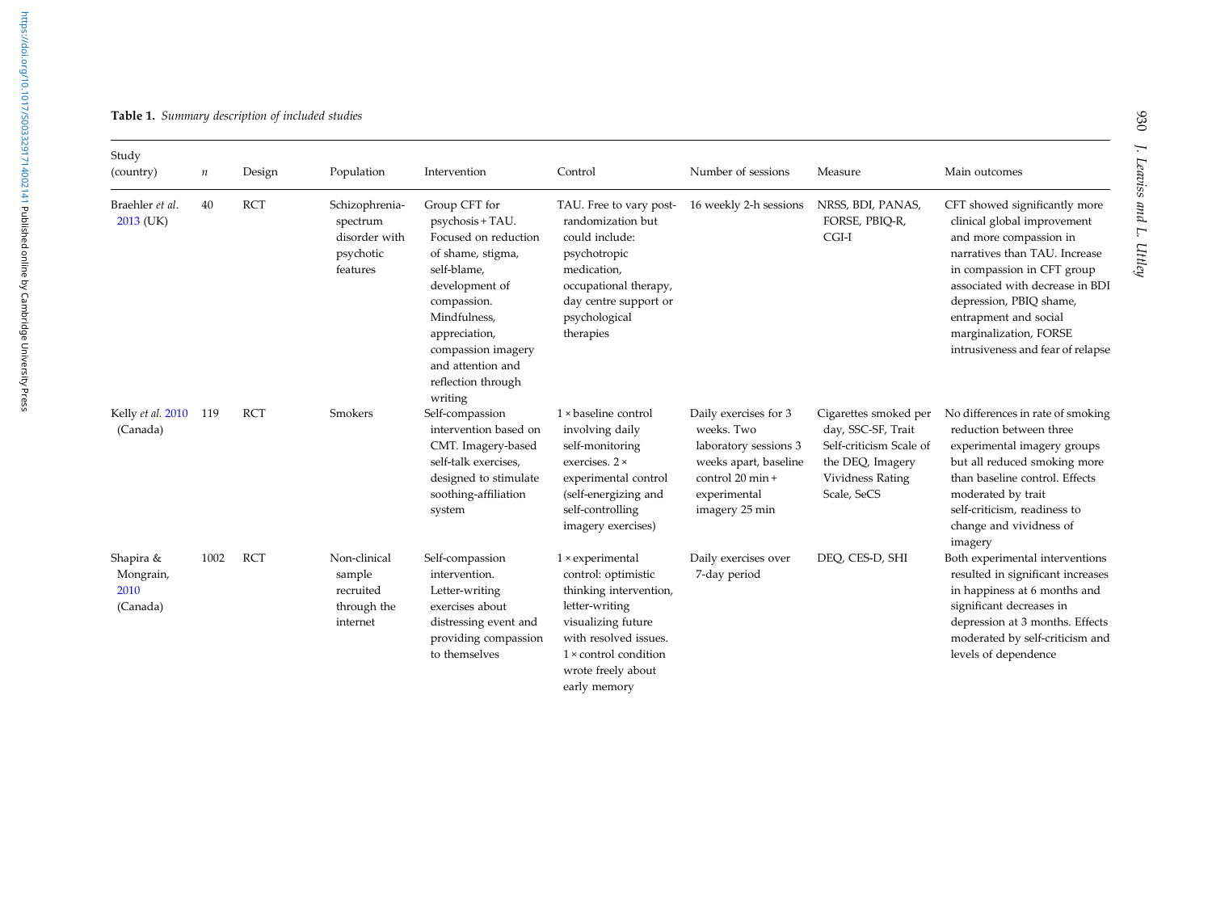**Table 1.** *Summary description of included studies*

| Study (country) | *n* | Design | Population | Intervention | Control | Number of sessions | Measure | Main outcomes |
|---|---|---|---|---|---|---|---|---|
| Braehler *et al.* 2013 (UK) | 40 | RCT | Schizophrenia-spectrum disorder with psychotic features | Group CFT for psychosis + TAU. Focused on reduction of shame, stigma, self-blame, development of compassion. Mindfulness, appreciation, compassion imagery and attention and reflection through writing | TAU. Free to vary post-randomization but could include: psychotropic medication, occupational therapy, day centre support or psychological therapies | 16 weekly 2-h sessions | NRSS, BDI, PANAS, FORSE, PBIQ-R, CGI-I | CFT showed significantly more clinical global improvement and more compassion in narratives than TAU. Increase in compassion in CFT group associated with decrease in BDI depression, PBIQ shame, entrapment and social marginalization, FORSE intrusiveness and fear of relapse |
| Kelly *et al.* 2010 (Canada) | 119 | RCT | Smokers | Self-compassion intervention based on CMT. Imagery-based self-talk exercises, designed to stimulate soothing-affiliation system | 1 × baseline control involving daily self-monitoring exercises. 2 × experimental control (self-energizing and self-controlling imagery exercises) | Daily exercises for 3 weeks. Two laboratory sessions 3 weeks apart, baseline control 20 min + experimental imagery 25 min | Cigarettes smoked per day, SSC-SF, Trait Self-criticism Scale of the DEQ, Imagery Vividness Rating Scale, SeCS | No differences in rate of smoking reduction between three experimental imagery groups but all reduced smoking more than baseline control. Effects moderated by trait self-criticism, readiness to change and vividness of imagery |
| Shapira & Mongrain, 2010 (Canada) | 1002 | RCT | Non-clinical sample recruited through the internet | Self-compassion intervention. Letter-writing exercises about distressing event and providing compassion to themselves | 1 × experimental control: optimistic thinking intervention, letter-writing visualizing future with resolved issues. 1 × control condition wrote freely about early memory | Daily exercises over 7-day period | DEQ, CES-D, SHI | Both experimental interventions resulted in significant increases in happiness at 6 months and significant decreases in depression at 3 months. Effects moderated by self-criticism and levels of dependence |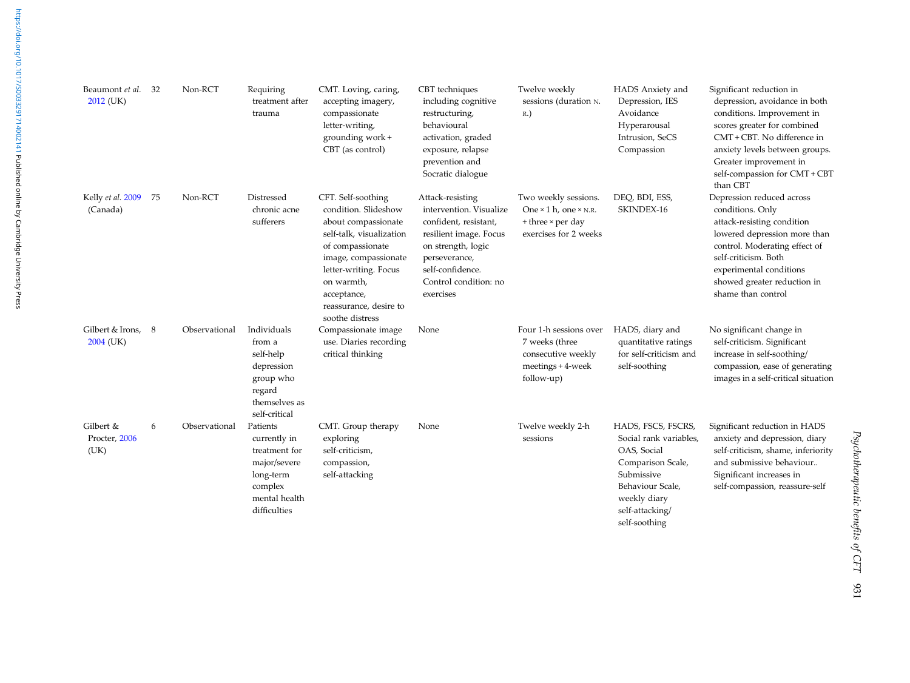| | | | | | | | | |
|---|---|---|---|---|---|---|---|---|
| Beaumont *et al.* 2012 (UK) | 32 | Non-RCT | Requiring treatment after trauma | CMT. Loving, caring, accepting imagery, compassionate letter-writing, grounding work + CBT (as control) | CBT techniques including cognitive restructuring, behavioural activation, graded exposure, relapse prevention and Socratic dialogue | Twelve weekly sessions (duration N.R.) | HADS Anxiety and Depression, IES Avoidance Hyperarousal Intrusion, SeCS Compassion | Significant reduction in depression, avoidance in both conditions. Improvement in scores greater for combined CMT + CBT. No difference in anxiety levels between groups. Greater improvement in self-compassion for CMT + CBT than CBT |
| Kelly *et al.* 2009 (Canada) | 75 | Non-RCT | Distressed chronic acne sufferers | CFT. Self-soothing condition. Slideshow about compassionate self-talk, visualization of compassionate image, compassionate letter-writing. Focus on warmth, acceptance, reassurance, desire to soothe distress | Attack-resisting intervention. Visualize confident, resistant, resilient image. Focus on strength, logic perseverance, self-confidence. Control condition: no exercises | Two weekly sessions. One × 1 h, one × N.R. + three × per day exercises for 2 weeks | DEQ, BDI, ESS, SKINDEX-16 | Depression reduced across conditions. Only attack-resisting condition lowered depression more than control. Moderating effect of self-criticism. Both experimental conditions showed greater reduction in shame than control |
| Gilbert & Irons, 2004 (UK) | 8 | Observational | Individuals from a self-help depression group who regard themselves as self-critical | Compassionate image use. Diaries recording critical thinking | None | Four 1-h sessions over 7 weeks (three consecutive weekly meetings + 4-week follow-up) | HADS, diary and quantitative ratings for self-criticism and self-soothing | No significant change in self-criticism. Significant increase in self-soothing/compassion, ease of generating images in a self-critical situation |
| Gilbert & Procter, 2006 (UK) | 6 | Observational | Patients currently in treatment for major/severe long-term complex mental health difficulties | CMT. Group therapy exploring self-criticism, compassion, self-attacking | None | Twelve weekly 2-h sessions | HADS, FSCS, FSCRS, Social rank variables, OAS, Social Comparison Scale, Submissive Behaviour Scale, weekly diary self-attacking/self-soothing | Significant reduction in HADS anxiety and depression, diary self-criticism, shame, inferiority and submissive behaviour.. Significant increases in self-compassion, reassure-self |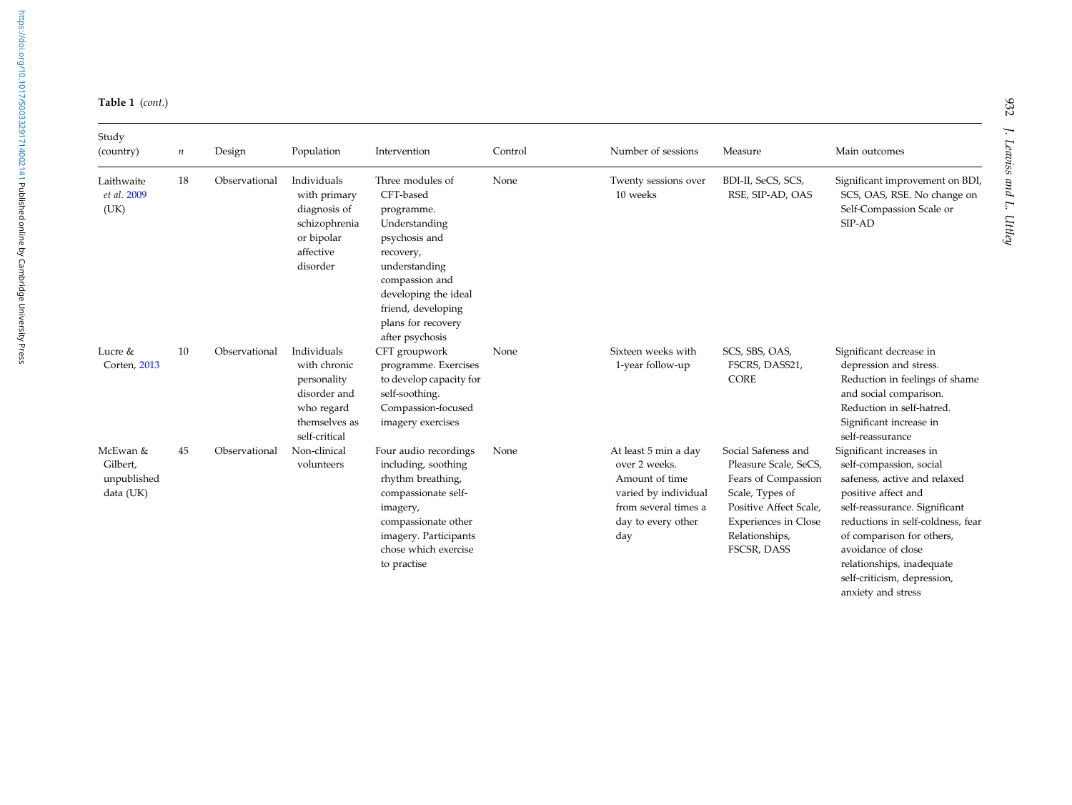**Table 1** (*cont.*)

| Study (country) | *n* | Design | Population | Intervention | Control | Number of sessions | Measure | Main outcomes |
|---|---|---|---|---|---|---|---|---|
| Laithwaite *et al.* 2009 (UK) | 18 | Observational | Individuals with primary diagnosis of schizophrenia or bipolar affective disorder | Three modules of CFT-based programme. Understanding psychosis and recovery, understanding compassion and developing the ideal friend, developing plans for recovery after psychosis | None | Twenty sessions over 10 weeks | BDI-II, SeCS, SCS, RSE, SIP-AD, OAS | Significant improvement on BDI, SCS, OAS, RSE. No change on Self-Compassion Scale or SIP-AD |
| Lucre & Corten, 2013 | 10 | Observational | Individuals with chronic personality disorder and who regard themselves as self-critical | CFT groupwork programme. Exercises to develop capacity for self-soothing. Compassion-focused imagery exercises | None | Sixteen weeks with 1-year follow-up | SCS, SBS, OAS, FSCRS, DASS21, CORE | Significant decrease in depression and stress. Reduction in feelings of shame and social comparison. Reduction in self-hatred. Significant increase in self-reassurance |
| McEwan & Gilbert, unpublished data (UK) | 45 | Observational | Non-clinical volunteers | Four audio recordings including, soothing rhythm breathing, compassionate self-imagery, compassionate other imagery. Participants chose which exercise to practise | None | At least 5 min a day over 2 weeks. Amount of time varied by individual from several times a day to every other day | Social Safeness and Pleasure Scale, SeCS, Fears of Compassion Scale, Types of Positive Affect Scale, Experiences in Close Relationships, FSCSR, DASS | Significant increases in self-compassion, social safeness, active and relaxed positive affect and self-reassurance. Significant reductions in self-coldness, fear of comparison for others, avoidance of close relationships, inadequate self-criticism, depression, anxiety and stress |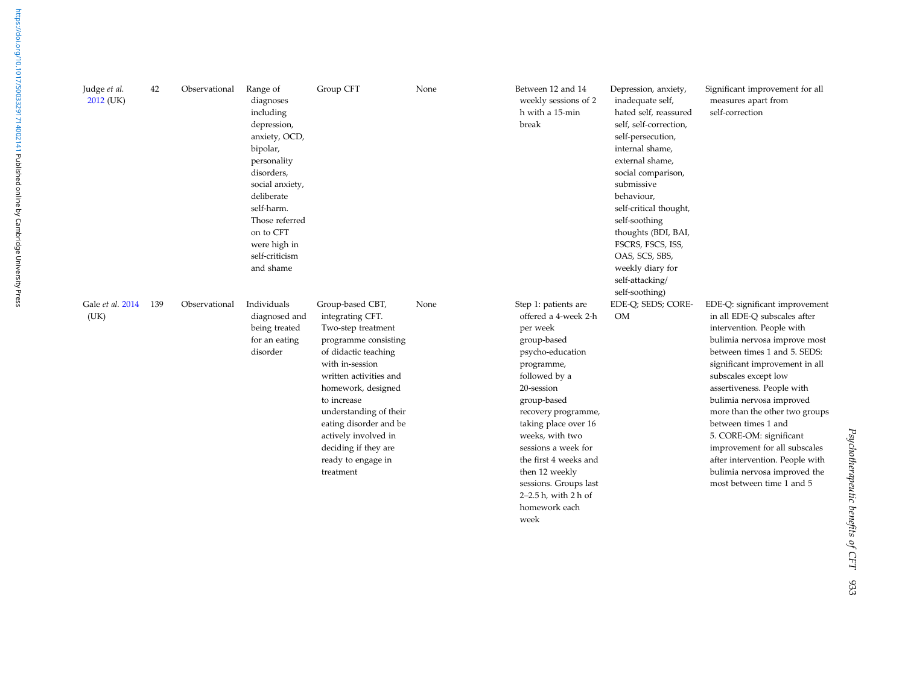| | | | | | | | | |
|---|---|---|---|---|---|---|---|---|
| Judge *et al.* 2012 (UK) | 42 | Observational | Range of diagnoses including depression, anxiety, OCD, bipolar, personality disorders, social anxiety, deliberate self-harm. Those referred on to CFT were high in self-criticism and shame | Group CFT | None | Between 12 and 14 weekly sessions of 2 h with a 15-min break | Depression, anxiety, inadequate self, hated self, reassured self, self-correction, self-persecution, internal shame, external shame, social comparison, submissive behaviour, self-critical thought, self-soothing thoughts (BDI, BAI, FSCRS, FSCS, ISS, OAS, SCS, SBS, weekly diary for self-attacking/ self-soothing) | Significant improvement for all measures apart from self-correction |
| Gale *et al.* 2014 (UK) | 139 | Observational | Individuals diagnosed and being treated for an eating disorder | Group-based CBT, integrating CFT. Two-step treatment programme consisting of didactic teaching with in-session written activities and homework, designed to increase understanding of their eating disorder and be actively involved in deciding if they are ready to engage in treatment | None | Step 1: patients are offered a 4-week 2-h per week group-based psycho-education programme, followed by a 20-session group-based recovery programme, taking place over 16 weeks, with two sessions a week for the first 4 weeks and then 12 weekly sessions. Groups last 2–2.5 h, with 2 h of homework each week | EDE-Q; SEDS; CORE-OM | EDE-Q: significant improvement in all EDE-Q subscales after intervention. People with bulimia nervosa improve most between times 1 and 5. SEDS: significant improvement in all subscales except low assertiveness. People with bulimia nervosa improved more than the other two groups between times 1 and 5. CORE-OM: significant improvement for all subscales after intervention. People with bulimia nervosa improved the most between time 1 and 5 |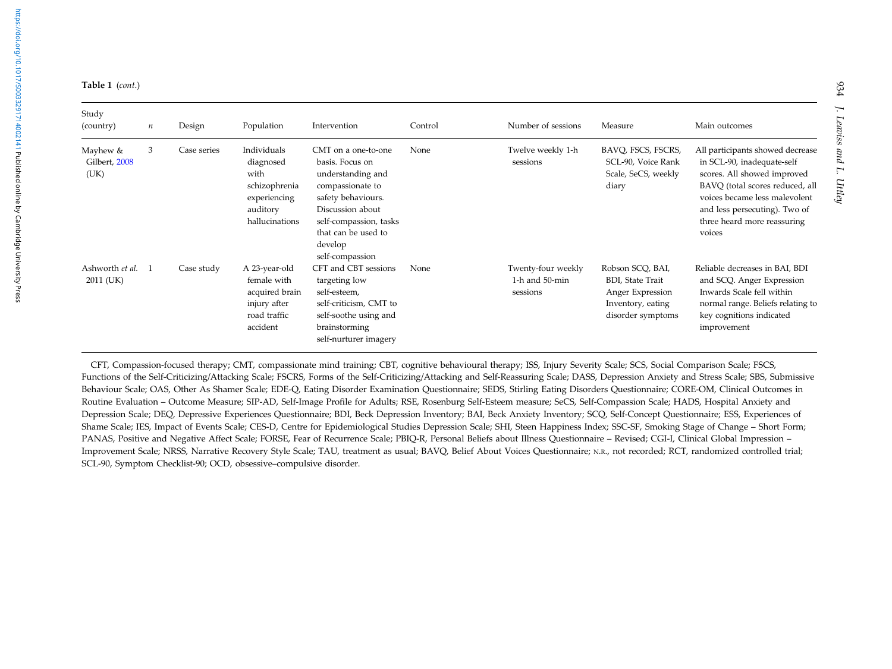**Table 1** (*cont.*)

| Study (country) | *n* | Design | Population | Intervention | Control | Number of sessions | Measure | Main outcomes |
|---|---|---|---|---|---|---|---|---|
| Mayhew & Gilbert, 2008 (UK) | 3 | Case series | Individuals diagnosed with schizophrenia experiencing auditory hallucinations | CMT on a one-to-one basis. Focus on understanding and compassionate to safety behaviours. Discussion about self-compassion, tasks that can be used to develop self-compassion | None | Twelve weekly 1-h sessions | BAVQ, FSCS, FSCRS, SCL-90, Voice Rank Scale, SeCS, weekly diary | All participants showed decrease in SCL-90, inadequate-self scores. All showed improved BAVQ (total scores reduced, all voices became less malevolent and less persecuting). Two of three heard more reassuring voices |
| Ashworth *et al.* 2011 (UK) | 1 | Case study | A 23-year-old female with acquired brain injury after road traffic accident | CFT and CBT sessions targeting low self-esteem, self-criticism, CMT to self-soothe using and brainstorming self-nurturer imagery | None | Twenty-four weekly 1-h and 50-min sessions | Robson SCQ, BAI, BDI, State Trait Anger Expression Inventory, eating disorder symptoms | Reliable decreases in BAI, BDI and SCQ. Anger Expression Inwards Scale fell within normal range. Beliefs relating to key cognitions indicated improvement |

CFT, Compassion-focused therapy; CMT, compassionate mind training; CBT, cognitive behavioural therapy; ISS, Injury Severity Scale; SCS, Social Comparison Scale; FSCS, Functions of the Self-Criticizing/Attacking Scale; FSCRS, Forms of the Self-Criticizing/Attacking and Self-Reassuring Scale; DASS, Depression Anxiety and Stress Scale; SBS, Submissive Behaviour Scale; OAS, Other As Shamer Scale; EDE-Q, Eating Disorder Examination Questionnaire; SEDS, Stirling Eating Disorders Questionnaire; CORE-OM, Clinical Outcomes in Routine Evaluation – Outcome Measure; SIP-AD, Self-Image Profile for Adults; RSE, Rosenburg Self-Esteem measure; SeCS, Self-Compassion Scale; HADS, Hospital Anxiety and Depression Scale; DEQ, Depressive Experiences Questionnaire; BDI, Beck Depression Inventory; BAI, Beck Anxiety Inventory; SCQ, Self-Concept Questionnaire; ESS, Experiences of Shame Scale; IES, Impact of Events Scale; CES-D, Centre for Epidemiological Studies Depression Scale; SHI, Steen Happiness Index; SSC-SF, Smoking Stage of Change – Short Form; PANAS, Positive and Negative Affect Scale; FORSE, Fear of Recurrence Scale; PBIQ-R, Personal Beliefs about Illness Questionnaire – Revised; CGI-I, Clinical Global Impression – Improvement Scale; NRSS, Narrative Recovery Style Scale; TAU, treatment as usual; BAVQ, Belief About Voices Questionnaire; N.R., not recorded; RCT, randomized controlled trial; SCL-90, Symptom Checklist-90; OCD, obsessive–compulsive disorder.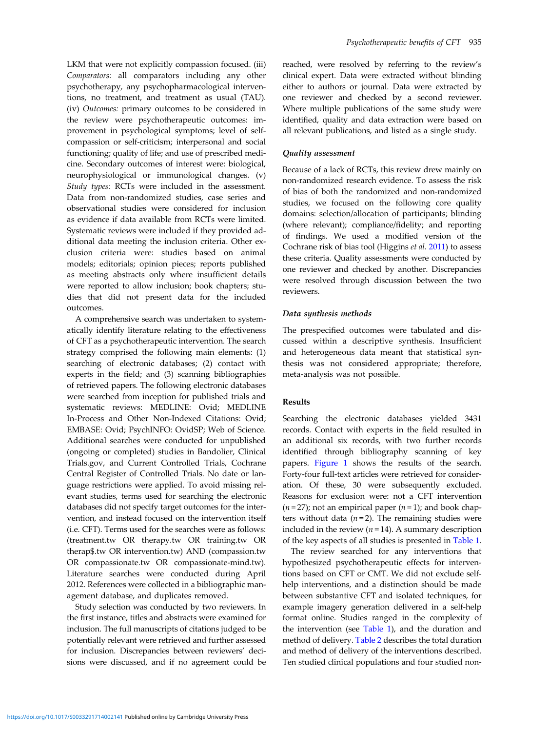LKM that were not explicitly compassion focused. (iii) *Comparators:* all comparators including any other psychotherapy, any psychopharmacological interventions, no treatment, and treatment as usual (TAU). (iv) *Outcomes:* primary outcomes to be considered in the review were psychotherapeutic outcomes: improvement in psychological symptoms; level of self-compassion or self-criticism; interpersonal and social functioning; quality of life; and use of prescribed medicine. Secondary outcomes of interest were: biological, neurophysiological or immunological changes. (v) *Study types:* RCTs were included in the assessment. Data from non-randomized studies, case series and observational studies were considered for inclusion as evidence if data available from RCTs were limited. Systematic reviews were included if they provided additional data meeting the inclusion criteria. Other exclusion criteria were: studies based on animal models; editorials; opinion pieces; reports published as meeting abstracts only where insufficient details were reported to allow inclusion; book chapters; studies that did not present data for the included outcomes.

A comprehensive search was undertaken to systematically identify literature relating to the effectiveness of CFT as a psychotherapeutic intervention. The search strategy comprised the following main elements: (1) searching of electronic databases; (2) contact with experts in the field; and (3) scanning bibliographies of retrieved papers. The following electronic databases were searched from inception for published trials and systematic reviews: MEDLINE: Ovid; MEDLINE In-Process and Other Non-Indexed Citations: Ovid; EMBASE: Ovid; PsychINFO: OvidSP; Web of Science. Additional searches were conducted for unpublished (ongoing or completed) studies in Bandolier, Clinical Trials.gov, and Current Controlled Trials, Cochrane Central Register of Controlled Trials. No date or language restrictions were applied. To avoid missing relevant studies, terms used for searching the electronic databases did not specify target outcomes for the intervention, and instead focused on the intervention itself (i.e. CFT). Terms used for the searches were as follows: (treatment.tw OR therapy.tw OR training.tw OR therap$.tw OR intervention.tw) AND (compassion.tw OR compassionate.tw OR compassionate-mind.tw). Literature searches were conducted during April 2012. References were collected in a bibliographic management database, and duplicates removed.

Study selection was conducted by two reviewers. In the first instance, titles and abstracts were examined for inclusion. The full manuscripts of citations judged to be potentially relevant were retrieved and further assessed for inclusion. Discrepancies between reviewers' decisions were discussed, and if no agreement could be reached, were resolved by referring to the review's clinical expert. Data were extracted without blinding either to authors or journal. Data were extracted by one reviewer and checked by a second reviewer. Where multiple publications of the same study were identified, quality and data extraction were based on all relevant publications, and listed as a single study.

### Quality assessment

Because of a lack of RCTs, this review drew mainly on non-randomized research evidence. To assess the risk of bias of both the randomized and non-randomized studies, we focused on the following core quality domains: selection/allocation of participants; blinding (where relevant); compliance/fidelity; and reporting of findings. We used a modified version of the Cochrane risk of bias tool (Higgins *et al.* 2011) to assess these criteria. Quality assessments were conducted by one reviewer and checked by another. Discrepancies were resolved through discussion between the two reviewers.

### Data synthesis methods

The prespecified outcomes were tabulated and discussed within a descriptive synthesis. Insufficient and heterogeneous data meant that statistical synthesis was not considered appropriate; therefore, meta-analysis was not possible.

## Results

Searching the electronic databases yielded 3431 records. Contact with experts in the field resulted in an additional six records, with two further records identified through bibliography scanning of key papers. Figure 1 shows the results of the search. Forty-four full-text articles were retrieved for consideration. Of these, 30 were subsequently excluded. Reasons for exclusion were: not a CFT intervention ($n = 27$); not an empirical paper ($n = 1$); and book chapters without data ($n = 2$). The remaining studies were included in the review ($n = 14$). A summary description of the key aspects of all studies is presented in Table 1.

The review searched for any interventions that hypothesized psychotherapeutic effects for interventions based on CFT or CMT. We did not exclude self-help interventions, and a distinction should be made between substantive CFT and isolated techniques, for example imagery generation delivered in a self-help format online. Studies ranged in the complexity of the intervention (see Table 1), and the duration and method of delivery. Table 2 describes the total duration and method of delivery of the interventions described. Ten studied clinical populations and four studied non-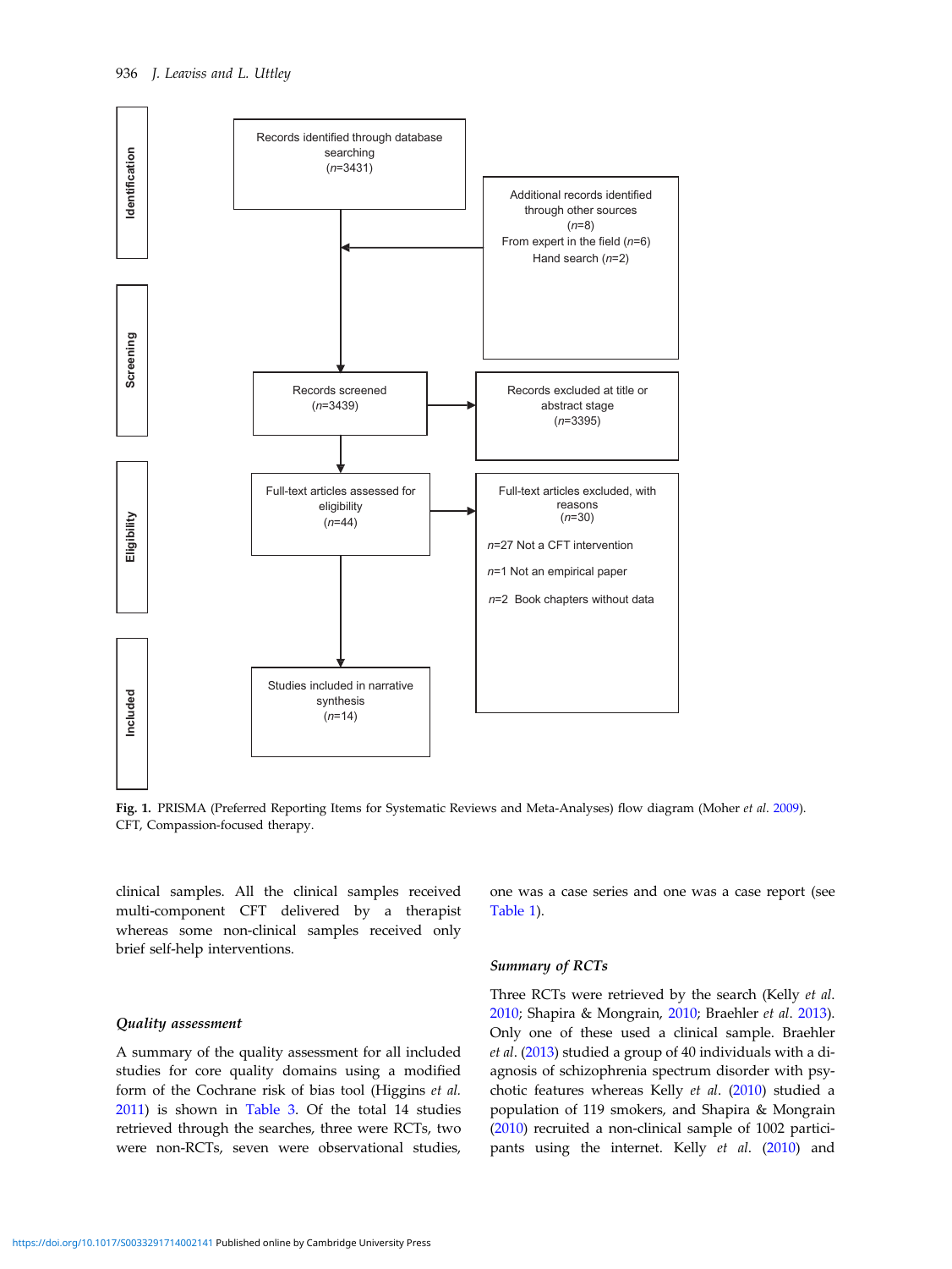Identification

Records identified through database searching
($n$=3431)

Additional records identified through other sources
($n$=8)
From expert in the field ($n$=6)
Hand search ($n$=2)

Screening

Records screened
($n$=3439)

Records excluded at title or abstract stage
($n$=3395)

Eligibility

Full-text articles assessed for eligibility
($n$=44)

Full-text articles excluded, with reasons
($n$=30)

$n$=27 Not a CFT intervention

$n$=1 Not an empirical paper

$n$=2 Book chapters without data

Included

Studies included in narrative synthesis
($n$=14)

**Fig. 1.** PRISMA (Preferred Reporting Items for Systematic Reviews and Meta-Analyses) flow diagram (Moher *et al.* 2009). CFT, Compassion-focused therapy.

clinical samples. All the clinical samples received multi-component CFT delivered by a therapist whereas some non-clinical samples received only brief self-help interventions.

### *Quality assessment*

A summary of the quality assessment for all included studies for core quality domains using a modified form of the Cochrane risk of bias tool (Higgins *et al.* 2011) is shown in Table 3. Of the total 14 studies retrieved through the searches, three were RCTs, two were non-RCTs, seven were observational studies, one was a case series and one was a case report (see Table 1).

### *Summary of RCTs*

Three RCTs were retrieved by the search (Kelly *et al.* 2010; Shapira & Mongrain, 2010; Braehler *et al.* 2013). Only one of these used a clinical sample. Braehler *et al.* (2013) studied a group of 40 individuals with a diagnosis of schizophrenia spectrum disorder with psychotic features whereas Kelly *et al.* (2010) studied a population of 119 smokers, and Shapira & Mongrain (2010) recruited a non-clinical sample of 1002 participants using the internet. Kelly *et al.* (2010) and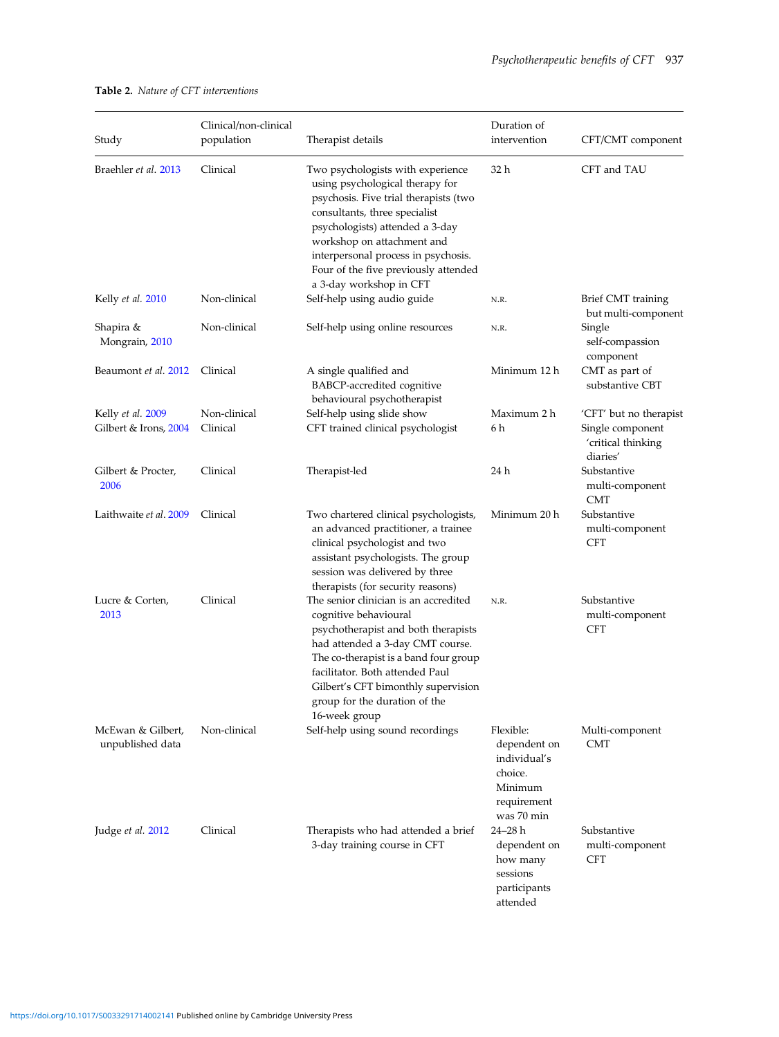**Table 2.** *Nature of CFT interventions*

| Study | Clinical/non-clinical population | Therapist details | Duration of intervention | CFT/CMT component |
|---|---|---|---|---|
| Braehler *et al.* 2013 | Clinical | Two psychologists with experience using psychological therapy for psychosis. Five trial therapists (two consultants, three specialist psychologists) attended a 3-day workshop on attachment and interpersonal process in psychosis. Four of the five previously attended a 3-day workshop in CFT | 32 h | CFT and TAU |
| Kelly *et al.* 2010 | Non-clinical | Self-help using audio guide | N.R. | Brief CMT training but multi-component |
| Shapira & Mongrain, 2010 | Non-clinical | Self-help using online resources | N.R. | Single self-compassion component |
| Beaumont *et al.* 2012 | Clinical | A single qualified and BABCP-accredited cognitive behavioural psychotherapist | Minimum 12 h | CMT as part of substantive CBT |
| Kelly *et al.* 2009 | Non-clinical | Self-help using slide show | Maximum 2 h | 'CFT' but no therapist |
| Gilbert & Irons, 2004 | Clinical | CFT trained clinical psychologist | 6 h | Single component 'critical thinking diaries' |
| Gilbert & Procter, 2006 | Clinical | Therapist-led | 24 h | Substantive multi-component CMT |
| Laithwaite *et al.* 2009 | Clinical | Two chartered clinical psychologists, an advanced practitioner, a trainee clinical psychologist and two assistant psychologists. The group session was delivered by three therapists (for security reasons) | Minimum 20 h | Substantive multi-component CFT |
| Lucre & Corten, 2013 | Clinical | The senior clinician is an accredited cognitive behavioural psychotherapist and both therapists had attended a 3-day CMT course. The co-therapist is a band four group facilitator. Both attended Paul Gilbert's CFT bimonthly supervision group for the duration of the 16-week group | N.R. | Substantive multi-component CFT |
| McEwan & Gilbert, unpublished data | Non-clinical | Self-help using sound recordings | Flexible: dependent on individual's choice. Minimum requirement was 70 min | Multi-component CMT |
| Judge *et al.* 2012 | Clinical | Therapists who had attended a brief 3-day training course in CFT | 24–28 h dependent on how many sessions participants attended | Substantive multi-component CFT |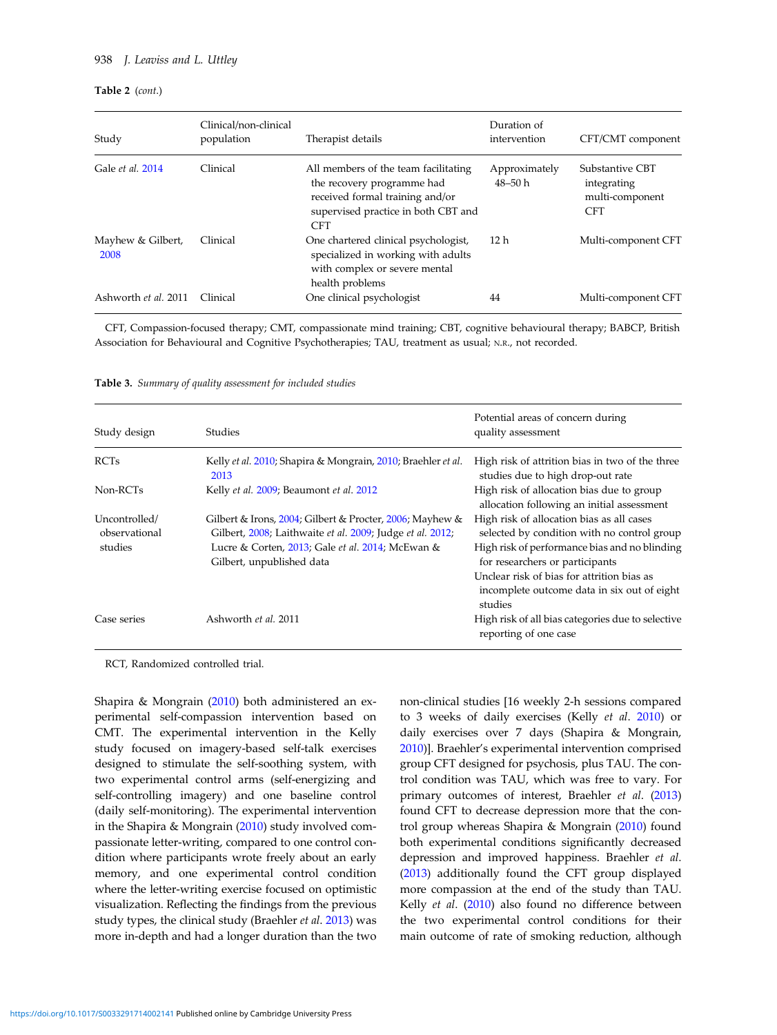**Table 2** (*cont.*)

| Study | Clinical/non-clinical population | Therapist details | Duration of intervention | CFT/CMT component |
|---|---|---|---|---|
| Gale *et al.* 2014 | Clinical | All members of the team facilitating the recovery programme had received formal training and/or supervised practice in both CBT and CFT | Approximately 48–50 h | Substantive CBT integrating multi-component CFT |
| Mayhew & Gilbert, 2008 | Clinical | One chartered clinical psychologist, specialized in working with adults with complex or severe mental health problems | 12 h | Multi-component CFT |
| Ashworth *et al.* 2011 | Clinical | One clinical psychologist | 44 | Multi-component CFT |

CFT, Compassion-focused therapy; CMT, compassionate mind training; CBT, cognitive behavioural therapy; BABCP, British Association for Behavioural and Cognitive Psychotherapies; TAU, treatment as usual; N.R., not recorded.

**Table 3.** *Summary of quality assessment for included studies*

| Study design | Studies | Potential areas of concern during quality assessment |
|---|---|---|
| RCTs | Kelly *et al.* 2010; Shapira & Mongrain, 2010; Braehler *et al.* 2013 | High risk of attrition bias in two of the three studies due to high drop-out rate |
| Non-RCTs | Kelly *et al.* 2009; Beaumont *et al.* 2012 | High risk of allocation bias due to group allocation following an initial assessment |
| Uncontrolled/observational studies | Gilbert & Irons, 2004; Gilbert & Procter, 2006; Mayhew & Gilbert, 2008; Laithwaite *et al.* 2009; Judge *et al.* 2012; Lucre & Corten, 2013; Gale *et al.* 2014; McEwan & Gilbert, unpublished data | High risk of allocation bias as all cases selected by condition with no control group<br>High risk of performance bias and no blinding for researchers or participants<br>Unclear risk of bias for attrition bias as incomplete outcome data in six out of eight studies |
| Case series | Ashworth *et al.* 2011 | High risk of all bias categories due to selective reporting of one case |

RCT, Randomized controlled trial.

Shapira & Mongrain (2010) both administered an experimental self-compassion intervention based on CMT. The experimental intervention in the Kelly study focused on imagery-based self-talk exercises designed to stimulate the self-soothing system, with two experimental control arms (self-energizing and self-controlling imagery) and one baseline control (daily self-monitoring). The experimental intervention in the Shapira & Mongrain (2010) study involved compassionate letter-writing, compared to one control condition where participants wrote freely about an early memory, and one experimental control condition where the letter-writing exercise focused on optimistic visualization. Reflecting the findings from the previous study types, the clinical study (Braehler *et al*. 2013) was more in-depth and had a longer duration than the two non-clinical studies [16 weekly 2-h sessions compared to 3 weeks of daily exercises (Kelly *et al*. 2010) or daily exercises over 7 days (Shapira & Mongrain, 2010)]. Braehler's experimental intervention comprised group CFT designed for psychosis, plus TAU. The control condition was TAU, which was free to vary. For primary outcomes of interest, Braehler *et al*. (2013) found CFT to decrease depression more that the control group whereas Shapira & Mongrain (2010) found both experimental conditions significantly decreased depression and improved happiness. Braehler *et al*. (2013) additionally found the CFT group displayed more compassion at the end of the study than TAU. Kelly *et al*. (2010) also found no difference between the two experimental control conditions for their main outcome of rate of smoking reduction, although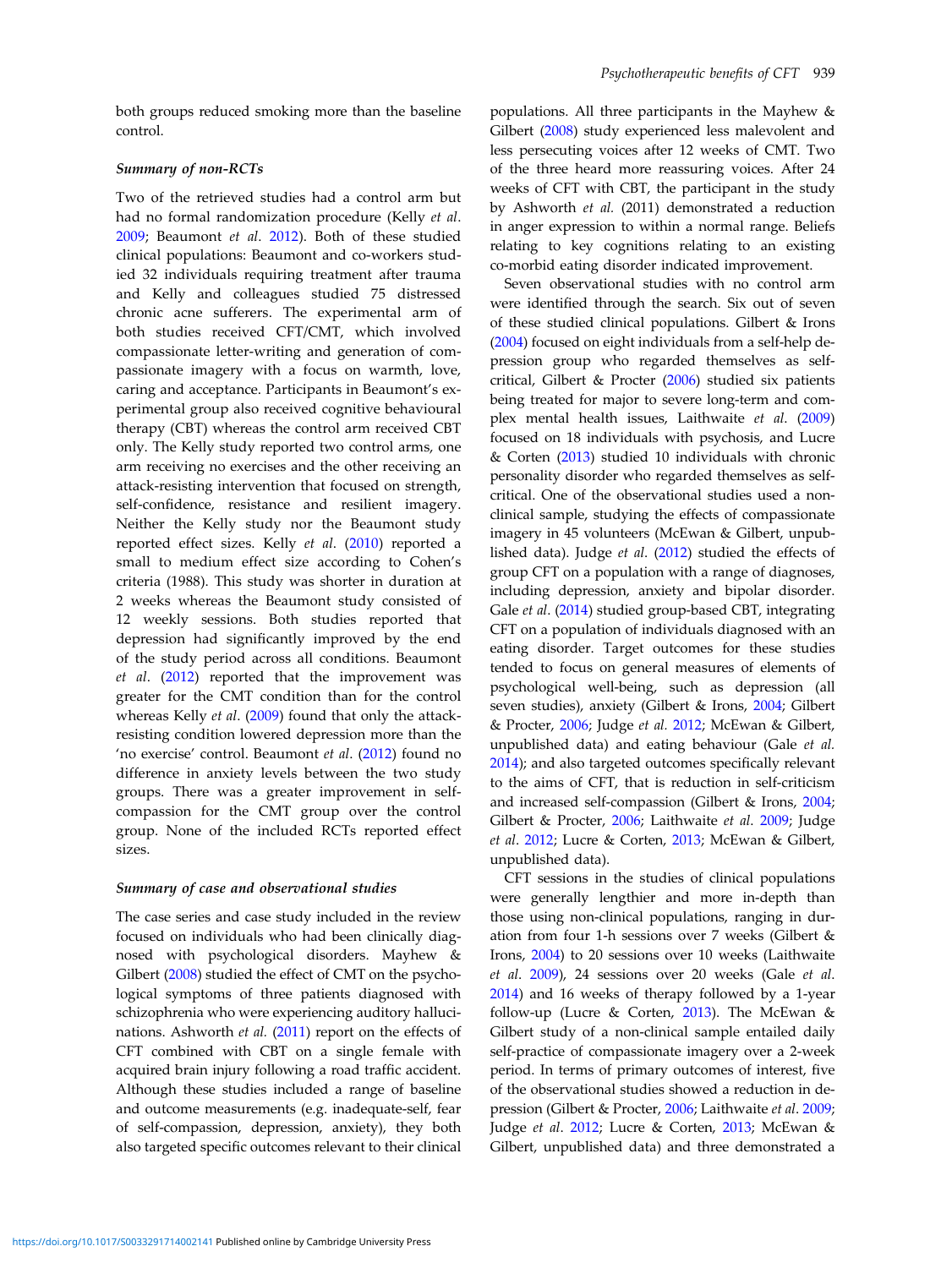both groups reduced smoking more than the baseline control.

### Summary of non-RCTs

Two of the retrieved studies had a control arm but had no formal randomization procedure (Kelly *et al.* 2009; Beaumont *et al.* 2012). Both of these studied clinical populations: Beaumont and co-workers studied 32 individuals requiring treatment after trauma and Kelly and colleagues studied 75 distressed chronic acne sufferers. The experimental arm of both studies received CFT/CMT, which involved compassionate letter-writing and generation of compassionate imagery with a focus on warmth, love, caring and acceptance. Participants in Beaumont's experimental group also received cognitive behavioural therapy (CBT) whereas the control arm received CBT only. The Kelly study reported two control arms, one arm receiving no exercises and the other receiving an attack-resisting intervention that focused on strength, self-confidence, resistance and resilient imagery. Neither the Kelly study nor the Beaumont study reported effect sizes. Kelly *et al.* (2010) reported a small to medium effect size according to Cohen's criteria (1988). This study was shorter in duration at 2 weeks whereas the Beaumont study consisted of 12 weekly sessions. Both studies reported that depression had significantly improved by the end of the study period across all conditions. Beaumont *et al.* (2012) reported that the improvement was greater for the CMT condition than for the control whereas Kelly *et al.* (2009) found that only the attack-resisting condition lowered depression more than the 'no exercise' control. Beaumont *et al.* (2012) found no difference in anxiety levels between the two study groups. There was a greater improvement in self-compassion for the CMT group over the control group. None of the included RCTs reported effect sizes.

### Summary of case and observational studies

The case series and case study included in the review focused on individuals who had been clinically diagnosed with psychological disorders. Mayhew & Gilbert (2008) studied the effect of CMT on the psychological symptoms of three patients diagnosed with schizophrenia who were experiencing auditory hallucinations. Ashworth *et al.* (2011) report on the effects of CFT combined with CBT on a single female with acquired brain injury following a road traffic accident. Although these studies included a range of baseline and outcome measurements (e.g. inadequate-self, fear of self-compassion, depression, anxiety), they both also targeted specific outcomes relevant to their clinical populations. All three participants in the Mayhew & Gilbert (2008) study experienced less malevolent and less persecuting voices after 12 weeks of CMT. Two of the three heard more reassuring voices. After 24 weeks of CFT with CBT, the participant in the study by Ashworth *et al.* (2011) demonstrated a reduction in anger expression to within a normal range. Beliefs relating to key cognitions relating to an existing co-morbid eating disorder indicated improvement.

Seven observational studies with no control arm were identified through the search. Six out of seven of these studied clinical populations. Gilbert & Irons (2004) focused on eight individuals from a self-help depression group who regarded themselves as self-critical, Gilbert & Procter (2006) studied six patients being treated for major to severe long-term and complex mental health issues, Laithwaite *et al.* (2009) focused on 18 individuals with psychosis, and Lucre & Corten (2013) studied 10 individuals with chronic personality disorder who regarded themselves as self-critical. One of the observational studies used a non-clinical sample, studying the effects of compassionate imagery in 45 volunteers (McEwan & Gilbert, unpublished data). Judge *et al.* (2012) studied the effects of group CFT on a population with a range of diagnoses, including depression, anxiety and bipolar disorder. Gale *et al.* (2014) studied group-based CBT, integrating CFT on a population of individuals diagnosed with an eating disorder. Target outcomes for these studies tended to focus on general measures of elements of psychological well-being, such as depression (all seven studies), anxiety (Gilbert & Irons, 2004; Gilbert & Procter, 2006; Judge *et al.* 2012; McEwan & Gilbert, unpublished data) and eating behaviour (Gale *et al.* 2014); and also targeted outcomes specifically relevant to the aims of CFT, that is reduction in self-criticism and increased self-compassion (Gilbert & Irons, 2004; Gilbert & Procter, 2006; Laithwaite *et al.* 2009; Judge *et al.* 2012; Lucre & Corten, 2013; McEwan & Gilbert, unpublished data).

CFT sessions in the studies of clinical populations were generally lengthier and more in-depth than those using non-clinical populations, ranging in duration from four 1-h sessions over 7 weeks (Gilbert & Irons, 2004) to 20 sessions over 10 weeks (Laithwaite *et al.* 2009), 24 sessions over 20 weeks (Gale *et al.* 2014) and 16 weeks of therapy followed by a 1-year follow-up (Lucre & Corten, 2013). The McEwan & Gilbert study of a non-clinical sample entailed daily self-practice of compassionate imagery over a 2-week period. In terms of primary outcomes of interest, five of the observational studies showed a reduction in depression (Gilbert & Procter, 2006; Laithwaite *et al.* 2009; Judge *et al.* 2012; Lucre & Corten, 2013; McEwan & Gilbert, unpublished data) and three demonstrated a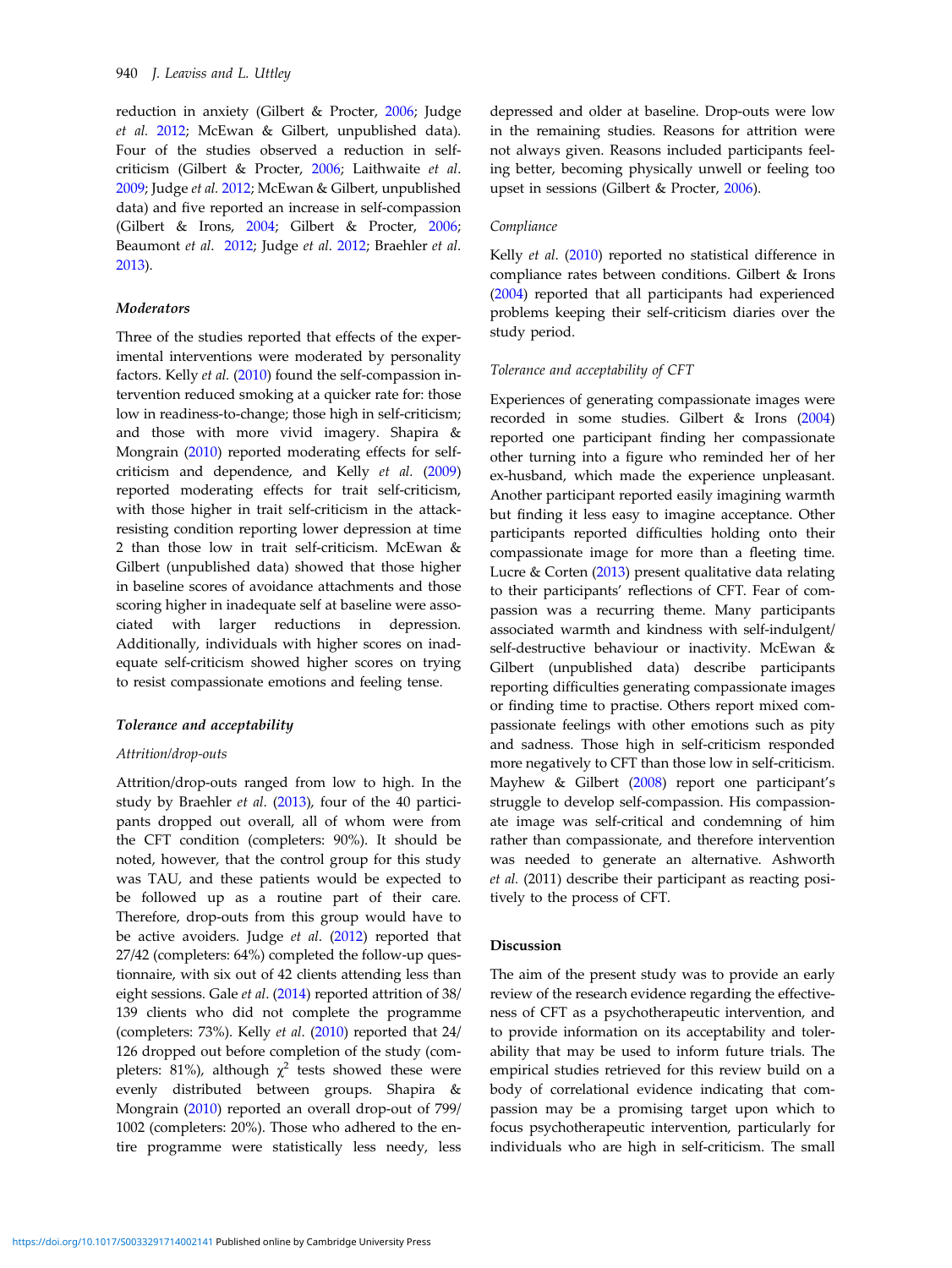reduction in anxiety (Gilbert & Procter, 2006; Judge *et al.* 2012; McEwan & Gilbert, unpublished data). Four of the studies observed a reduction in self-criticism (Gilbert & Procter, 2006; Laithwaite *et al.* 2009; Judge *et al.* 2012; McEwan & Gilbert, unpublished data) and five reported an increase in self-compassion (Gilbert & Irons, 2004; Gilbert & Procter, 2006; Beaumont *et al.* 2012; Judge *et al.* 2012; Braehler *et al.* 2013).

### Moderators

Three of the studies reported that effects of the experimental interventions were moderated by personality factors. Kelly *et al.* (2010) found the self-compassion intervention reduced smoking at a quicker rate for: those low in readiness-to-change; those high in self-criticism; and those with more vivid imagery. Shapira & Mongrain (2010) reported moderating effects for self-criticism and dependence, and Kelly *et al.* (2009) reported moderating effects for trait self-criticism, with those higher in trait self-criticism in the attack-resisting condition reporting lower depression at time 2 than those low in trait self-criticism. McEwan & Gilbert (unpublished data) showed that those higher in baseline scores of avoidance attachments and those scoring higher in inadequate self at baseline were associated with larger reductions in depression. Additionally, individuals with higher scores on inadequate self-criticism showed higher scores on trying to resist compassionate emotions and feeling tense.

### Tolerance and acceptability

#### *Attrition/drop-outs*

Attrition/drop-outs ranged from low to high. In the study by Braehler *et al.* (2013), four of the 40 participants dropped out overall, all of whom were from the CFT condition (completers: 90%). It should be noted, however, that the control group for this study was TAU, and these patients would be expected to be followed up as a routine part of their care. Therefore, drop-outs from this group would have to be active avoiders. Judge *et al.* (2012) reported that 27/42 (completers: 64%) completed the follow-up questionnaire, with six out of 42 clients attending less than eight sessions. Gale *et al.* (2014) reported attrition of 38/139 clients who did not complete the programme (completers: 73%). Kelly *et al.* (2010) reported that 24/126 dropped out before completion of the study (completers: 81%), although $\chi^2$ tests showed these were evenly distributed between groups. Shapira & Mongrain (2010) reported an overall drop-out of 799/1002 (completers: 20%). Those who adhered to the entire programme were statistically less needy, less depressed and older at baseline. Drop-outs were low in the remaining studies. Reasons for attrition were not always given. Reasons included participants feeling better, becoming physically unwell or feeling too upset in sessions (Gilbert & Procter, 2006).

#### *Compliance*

Kelly *et al.* (2010) reported no statistical difference in compliance rates between conditions. Gilbert & Irons (2004) reported that all participants had experienced problems keeping their self-criticism diaries over the study period.

#### *Tolerance and acceptability of CFT*

Experiences of generating compassionate images were recorded in some studies. Gilbert & Irons (2004) reported one participant finding her compassionate other turning into a figure who reminded her of her ex-husband, which made the experience unpleasant. Another participant reported easily imagining warmth but finding it less easy to imagine acceptance. Other participants reported difficulties holding onto their compassionate image for more than a fleeting time. Lucre & Corten (2013) present qualitative data relating to their participants' reflections of CFT. Fear of compassion was a recurring theme. Many participants associated warmth and kindness with self-indulgent/self-destructive behaviour or inactivity. McEwan & Gilbert (unpublished data) describe participants reporting difficulties generating compassionate images or finding time to practise. Others report mixed compassionate feelings with other emotions such as pity and sadness. Those high in self-criticism responded more negatively to CFT than those low in self-criticism. Mayhew & Gilbert (2008) report one participant's struggle to develop self-compassion. His compassionate image was self-critical and condemning of him rather than compassionate, and therefore intervention was needed to generate an alternative. Ashworth *et al.* (2011) describe their participant as reacting positively to the process of CFT.

### Discussion

The aim of the present study was to provide an early review of the research evidence regarding the effectiveness of CFT as a psychotherapeutic intervention, and to provide information on its acceptability and tolerability that may be used to inform future trials. The empirical studies retrieved for this review build on a body of correlational evidence indicating that compassion may be a promising target upon which to focus psychotherapeutic intervention, particularly for individuals who are high in self-criticism. The small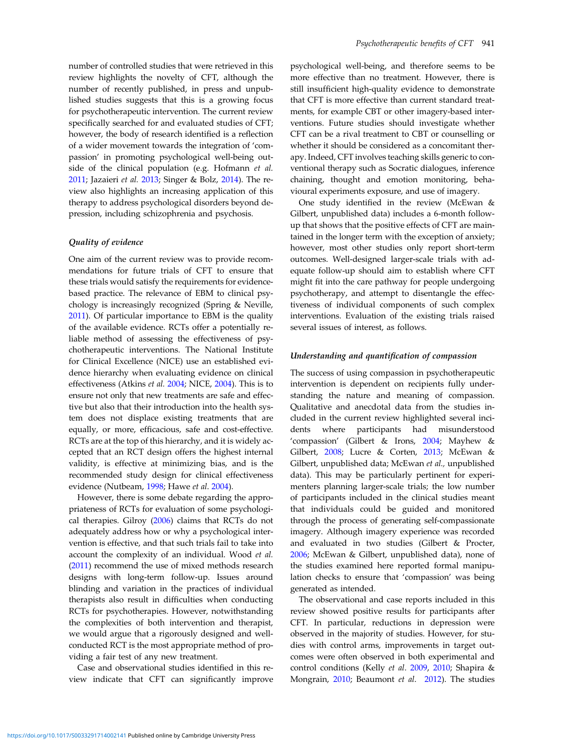number of controlled studies that were retrieved in this review highlights the novelty of CFT, although the number of recently published, in press and unpublished studies suggests that this is a growing focus for psychotherapeutic intervention. The current review specifically searched for and evaluated studies of CFT; however, the body of research identified is a reflection of a wider movement towards the integration of 'compassion' in promoting psychological well-being outside of the clinical population (e.g. Hofmann *et al.* 2011; Jazaieri *et al.* 2013; Singer & Bolz, 2014). The review also highlights an increasing application of this therapy to address psychological disorders beyond depression, including schizophrenia and psychosis.

### *Quality of evidence*

One aim of the current review was to provide recommendations for future trials of CFT to ensure that these trials would satisfy the requirements for evidence-based practice. The relevance of EBM to clinical psychology is increasingly recognized (Spring & Neville, 2011). Of particular importance to EBM is the quality of the available evidence. RCTs offer a potentially reliable method of assessing the effectiveness of psychotherapeutic interventions. The National Institute for Clinical Excellence (NICE) use an established evidence hierarchy when evaluating evidence on clinical effectiveness (Atkins *et al.* 2004; NICE, 2004). This is to ensure not only that new treatments are safe and effective but also that their introduction into the health system does not displace existing treatments that are equally, or more, efficacious, safe and cost-effective. RCTs are at the top of this hierarchy, and it is widely accepted that an RCT design offers the highest internal validity, is effective at minimizing bias, and is the recommended study design for clinical effectiveness evidence (Nutbeam, 1998; Hawe *et al.* 2004).

However, there is some debate regarding the appropriateness of RCTs for evaluation of some psychological therapies. Gilroy (2006) claims that RCTs do not adequately address how or why a psychological intervention is effective, and that such trials fail to take into account the complexity of an individual. Wood *et al.* (2011) recommend the use of mixed methods research designs with long-term follow-up. Issues around blinding and variation in the practices of individual therapists also result in difficulties when conducting RCTs for psychotherapies. However, notwithstanding the complexities of both intervention and therapist, we would argue that a rigorously designed and well-conducted RCT is the most appropriate method of providing a fair test of any new treatment.

Case and observational studies identified in this review indicate that CFT can significantly improve psychological well-being, and therefore seems to be more effective than no treatment. However, there is still insufficient high-quality evidence to demonstrate that CFT is more effective than current standard treatments, for example CBT or other imagery-based interventions. Future studies should investigate whether CFT can be a rival treatment to CBT or counselling or whether it should be considered as a concomitant therapy. Indeed, CFT involves teaching skills generic to conventional therapy such as Socratic dialogues, inference chaining, thought and emotion monitoring, behavioural experiments exposure, and use of imagery.

One study identified in the review (McEwan & Gilbert, unpublished data) includes a 6-month follow-up that shows that the positive effects of CFT are maintained in the longer term with the exception of anxiety; however, most other studies only report short-term outcomes. Well-designed larger-scale trials with adequate follow-up should aim to establish where CFT might fit into the care pathway for people undergoing psychotherapy, and attempt to disentangle the effectiveness of individual components of such complex interventions. Evaluation of the existing trials raised several issues of interest, as follows.

### *Understanding and quantification of compassion*

The success of using compassion in psychotherapeutic intervention is dependent on recipients fully understanding the nature and meaning of compassion. Qualitative and anecdotal data from the studies included in the current review highlighted several incidents where participants had misunderstood 'compassion' (Gilbert & Irons, 2004; Mayhew & Gilbert, 2008; Lucre & Corten, 2013; McEwan & Gilbert, unpublished data; McEwan *et al.*, unpublished data). This may be particularly pertinent for experimenters planning larger-scale trials; the low number of participants included in the clinical studies meant that individuals could be guided and monitored through the process of generating self-compassionate imagery. Although imagery experience was recorded and evaluated in two studies (Gilbert & Procter, 2006; McEwan & Gilbert, unpublished data), none of the studies examined here reported formal manipulation checks to ensure that 'compassion' was being generated as intended.

The observational and case reports included in this review showed positive results for participants after CFT. In particular, reductions in depression were observed in the majority of studies. However, for studies with control arms, improvements in target outcomes were often observed in both experimental and control conditions (Kelly *et al.* 2009, 2010; Shapira & Mongrain, 2010; Beaumont *et al.* 2012). The studies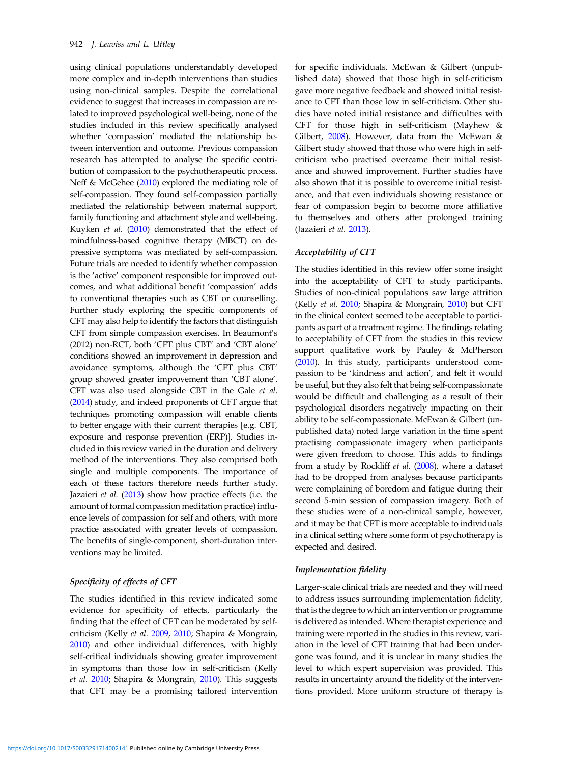using clinical populations understandably developed more complex and in-depth interventions than studies using non-clinical samples. Despite the correlational evidence to suggest that increases in compassion are related to improved psychological well-being, none of the studies included in this review specifically analysed whether 'compassion' mediated the relationship between intervention and outcome. Previous compassion research has attempted to analyse the specific contribution of compassion to the psychotherapeutic process. Neff & McGehee (2010) explored the mediating role of self-compassion. They found self-compassion partially mediated the relationship between maternal support, family functioning and attachment style and well-being. Kuyken *et al.* (2010) demonstrated that the effect of mindfulness-based cognitive therapy (MBCT) on depressive symptoms was mediated by self-compassion. Future trials are needed to identify whether compassion is the 'active' component responsible for improved outcomes, and what additional benefit 'compassion' adds to conventional therapies such as CBT or counselling. Further study exploring the specific components of CFT may also help to identify the factors that distinguish CFT from simple compassion exercises. In Beaumont's (2012) non-RCT, both 'CFT plus CBT' and 'CBT alone' conditions showed an improvement in depression and avoidance symptoms, although the 'CFT plus CBT' group showed greater improvement than 'CBT alone'. CFT was also used alongside CBT in the Gale *et al.* (2014) study, and indeed proponents of CFT argue that techniques promoting compassion will enable clients to better engage with their current therapies [e.g. CBT, exposure and response prevention (ERP)]. Studies included in this review varied in the duration and delivery method of the interventions. They also comprised both single and multiple components. The importance of each of these factors therefore needs further study. Jazaieri *et al.* (2013) show how practice effects (i.e. the amount of formal compassion meditation practice) influence levels of compassion for self and others, with more practice associated with greater levels of compassion. The benefits of single-component, short-duration interventions may be limited.

### *Specificity of effects of CFT*

The studies identified in this review indicated some evidence for specificity of effects, particularly the finding that the effect of CFT can be moderated by self-criticism (Kelly *et al*. 2009, 2010; Shapira & Mongrain, 2010) and other individual differences, with highly self-critical individuals showing greater improvement in symptoms than those low in self-criticism (Kelly *et al*. 2010; Shapira & Mongrain, 2010). This suggests that CFT may be a promising tailored intervention for specific individuals. McEwan & Gilbert (unpublished data) showed that those high in self-criticism gave more negative feedback and showed initial resistance to CFT than those low in self-criticism. Other studies have noted initial resistance and difficulties with CFT for those high in self-criticism (Mayhew & Gilbert, 2008). However, data from the McEwan & Gilbert study showed that those who were high in self-criticism who practised overcame their initial resistance and showed improvement. Further studies have also shown that it is possible to overcome initial resistance, and that even individuals showing resistance or fear of compassion begin to become more affiliative to themselves and others after prolonged training (Jazaieri *et al.* 2013).

### *Acceptability of CFT*

The studies identified in this review offer some insight into the acceptability of CFT to study participants. Studies of non-clinical populations saw large attrition (Kelly *et al*. 2010; Shapira & Mongrain, 2010) but CFT in the clinical context seemed to be acceptable to participants as part of a treatment regime. The findings relating to acceptability of CFT from the studies in this review support qualitative work by Pauley & McPherson (2010). In this study, participants understood compassion to be 'kindness and action', and felt it would be useful, but they also felt that being self-compassionate would be difficult and challenging as a result of their psychological disorders negatively impacting on their ability to be self-compassionate. McEwan & Gilbert (unpublished data) noted large variation in the time spent practising compassionate imagery when participants were given freedom to choose. This adds to findings from a study by Rockliff *et al*. (2008), where a dataset had to be dropped from analyses because participants were complaining of boredom and fatigue during their second 5-min session of compassion imagery. Both of these studies were of a non-clinical sample, however, and it may be that CFT is more acceptable to individuals in a clinical setting where some form of psychotherapy is expected and desired.

### *Implementation fidelity*

Larger-scale clinical trials are needed and they will need to address issues surrounding implementation fidelity, that is the degree to which an intervention or programme is delivered as intended. Where therapist experience and training were reported in the studies in this review, variation in the level of CFT training that had been undergone was found, and it is unclear in many studies the level to which expert supervision was provided. This results in uncertainty around the fidelity of the interventions provided. More uniform structure of therapy is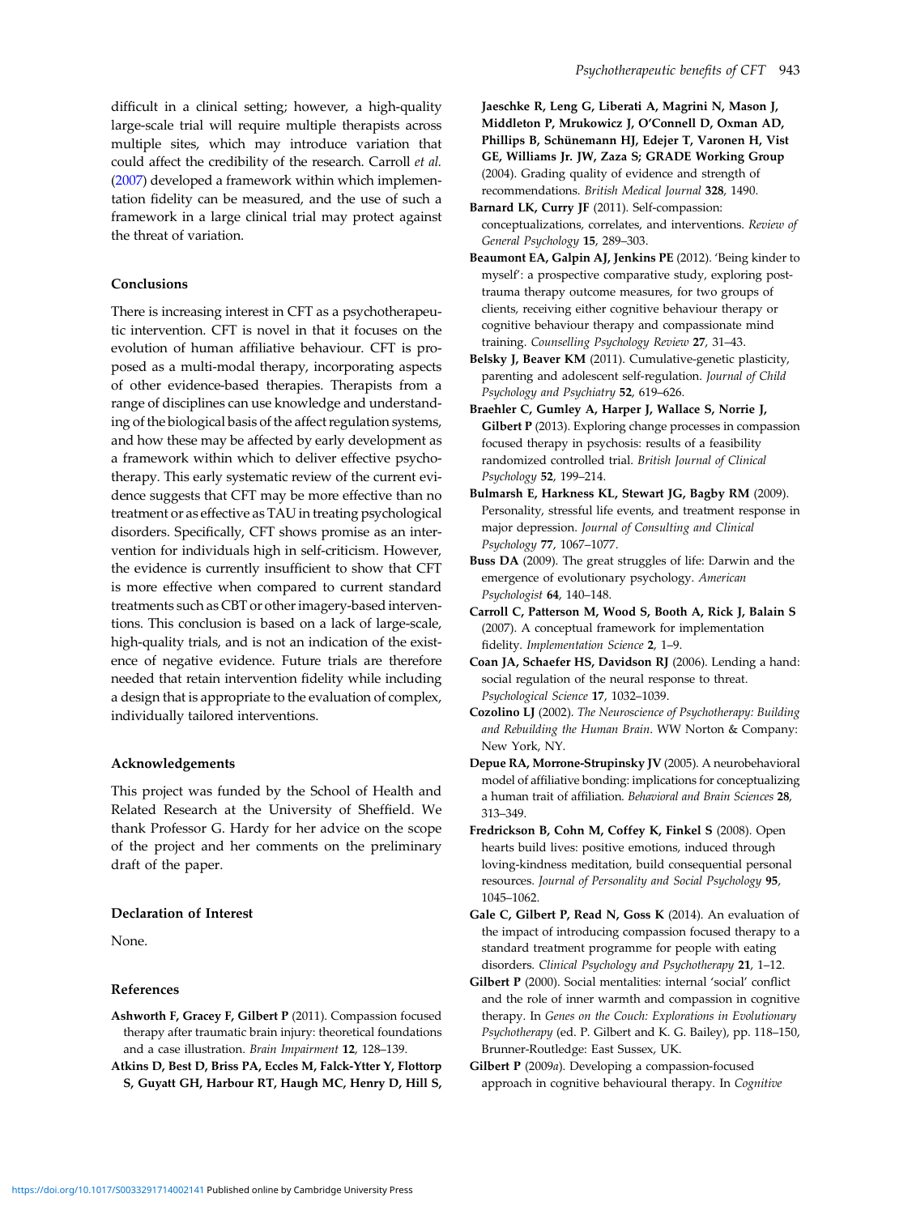difficult in a clinical setting; however, a high-quality large-scale trial will require multiple therapists across multiple sites, which may introduce variation that could affect the credibility of the research. Carroll *et al.* (2007) developed a framework within which implementation fidelity can be measured, and the use of such a framework in a large clinical trial may protect against the threat of variation.

### Conclusions

There is increasing interest in CFT as a psychotherapeutic intervention. CFT is novel in that it focuses on the evolution of human affiliative behaviour. CFT is proposed as a multi-modal therapy, incorporating aspects of other evidence-based therapies. Therapists from a range of disciplines can use knowledge and understanding of the biological basis of the affect regulation systems, and how these may be affected by early development as a framework within which to deliver effective psychotherapy. This early systematic review of the current evidence suggests that CFT may be more effective than no treatment or as effective as TAU in treating psychological disorders. Specifically, CFT shows promise as an intervention for individuals high in self-criticism. However, the evidence is currently insufficient to show that CFT is more effective when compared to current standard treatments such as CBT or other imagery-based interventions. This conclusion is based on a lack of large-scale, high-quality trials, and is not an indication of the existence of negative evidence. Future trials are therefore needed that retain intervention fidelity while including a design that is appropriate to the evaluation of complex, individually tailored interventions.

### Acknowledgements

This project was funded by the School of Health and Related Research at the University of Sheffield. We thank Professor G. Hardy for her advice on the scope of the project and her comments on the preliminary draft of the paper.

### Declaration of Interest

None.

### References

**Ashworth F, Gracey F, Gilbert P** (2011). Compassion focused therapy after traumatic brain injury: theoretical foundations and a case illustration. *Brain Impairment* **12**, 128–139.

**Atkins D, Best D, Briss PA, Eccles M, Falck-Ytter Y, Flottorp S, Guyatt GH, Harbour RT, Haugh MC, Henry D, Hill S, Jaeschke R, Leng G, Liberati A, Magrini N, Mason J, Middleton P, Mrukowicz J, O'Connell D, Oxman AD, Phillips B, Schünemann HJ, Edejer T, Varonen H, Vist GE, Williams Jr. JW, Zaza S; GRADE Working Group** (2004). Grading quality of evidence and strength of recommendations. *British Medical Journal* **328**, 1490.

**Barnard LK, Curry JF** (2011). Self-compassion: conceptualizations, correlates, and interventions. *Review of General Psychology* **15**, 289–303.

**Beaumont EA, Galpin AJ, Jenkins PE** (2012). 'Being kinder to myself': a prospective comparative study, exploring post-trauma therapy outcome measures, for two groups of clients, receiving either cognitive behaviour therapy or cognitive behaviour therapy and compassionate mind training. *Counselling Psychology Review* **27**, 31–43.

**Belsky J, Beaver KM** (2011). Cumulative-genetic plasticity, parenting and adolescent self-regulation. *Journal of Child Psychology and Psychiatry* **52**, 619–626.

**Braehler C, Gumley A, Harper J, Wallace S, Norrie J, Gilbert P** (2013). Exploring change processes in compassion focused therapy in psychosis: results of a feasibility randomized controlled trial. *British Journal of Clinical Psychology* **52**, 199–214.

**Bulmarsh E, Harkness KL, Stewart JG, Bagby RM** (2009). Personality, stressful life events, and treatment response in major depression. *Journal of Consulting and Clinical Psychology* **77**, 1067–1077.

**Buss DA** (2009). The great struggles of life: Darwin and the emergence of evolutionary psychology. *American Psychologist* **64**, 140–148.

**Carroll C, Patterson M, Wood S, Booth A, Rick J, Balain S** (2007). A conceptual framework for implementation fidelity. *Implementation Science* **2**, 1–9.

**Coan JA, Schaefer HS, Davidson RJ** (2006). Lending a hand: social regulation of the neural response to threat. *Psychological Science* **17**, 1032–1039.

**Cozolino LJ** (2002). *The Neuroscience of Psychotherapy: Building and Rebuilding the Human Brain*. WW Norton & Company: New York, NY.

**Depue RA, Morrone-Strupinsky JV** (2005). A neurobehavioral model of affiliative bonding: implications for conceptualizing a human trait of affiliation. *Behavioral and Brain Sciences* **28**, 313–349.

**Fredrickson B, Cohn M, Coffey K, Finkel S** (2008). Open hearts build lives: positive emotions, induced through loving-kindness meditation, build consequential personal resources. *Journal of Personality and Social Psychology* **95**, 1045–1062.

**Gale C, Gilbert P, Read N, Goss K** (2014). An evaluation of the impact of introducing compassion focused therapy to a standard treatment programme for people with eating disorders. *Clinical Psychology and Psychotherapy* **21**, 1–12.

**Gilbert P** (2000). Social mentalities: internal 'social' conflict and the role of inner warmth and compassion in cognitive therapy. In *Genes on the Couch: Explorations in Evolutionary Psychotherapy* (ed. P. Gilbert and K. G. Bailey), pp. 118–150, Brunner-Routledge: East Sussex, UK.

**Gilbert P** (2009*a*). Developing a compassion-focused approach in cognitive behavioural therapy. In *Cognitive*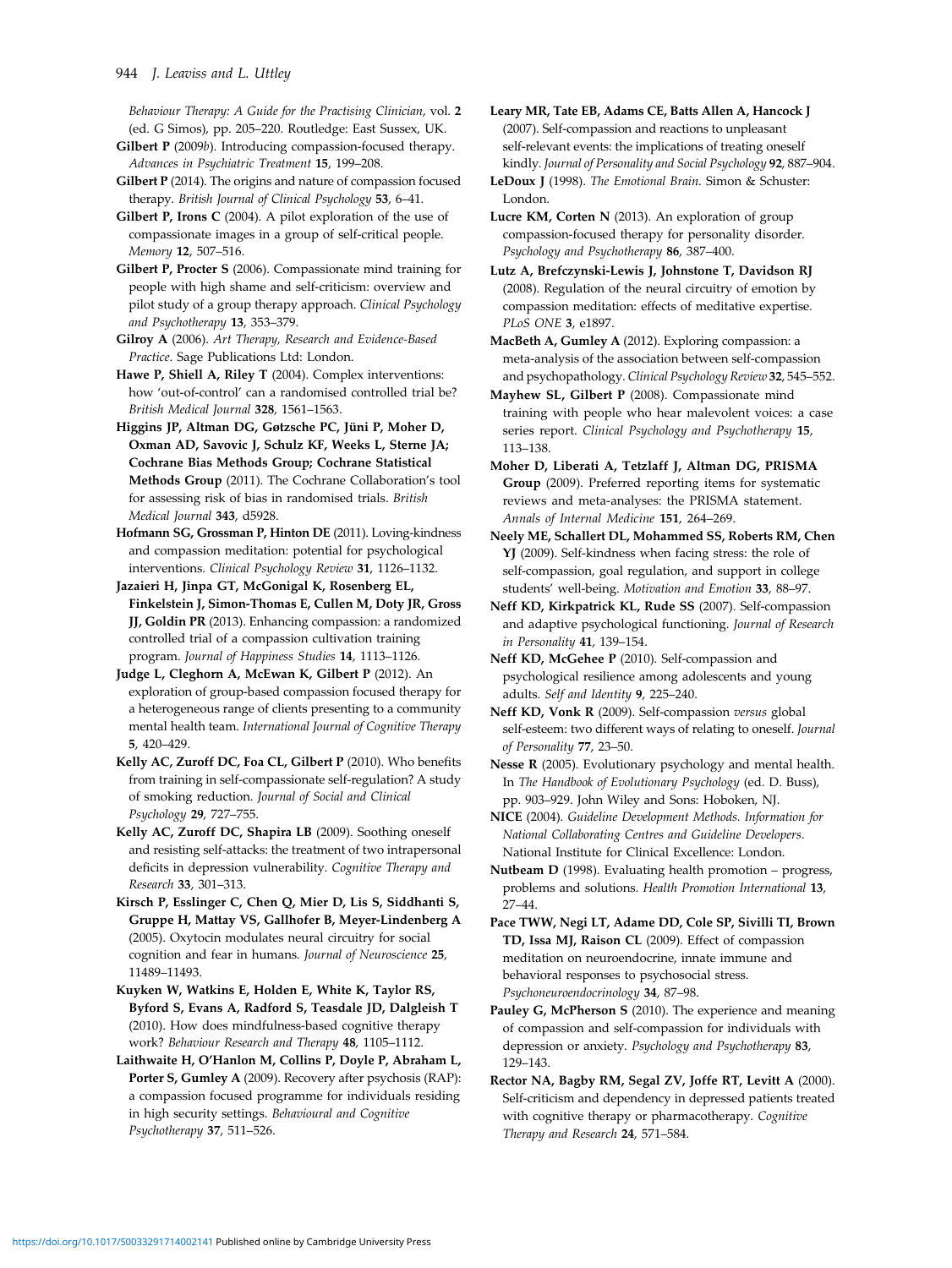Behaviour Therapy: A Guide for the Practising Clinician*, vol. **2** (ed. G Simos), pp. 205–220. Routledge: East Sussex, UK.

**Gilbert P** (2009*b*). Introducing compassion-focused therapy. *Advances in Psychiatric Treatment* **15**, 199–208.

**Gilbert P** (2014). The origins and nature of compassion focused therapy. *British Journal of Clinical Psychology* **53**, 6–41.

**Gilbert P, Irons C** (2004). A pilot exploration of the use of compassionate images in a group of self-critical people. *Memory* **12**, 507–516.

**Gilbert P, Procter S** (2006). Compassionate mind training for people with high shame and self-criticism: overview and pilot study of a group therapy approach. *Clinical Psychology and Psychotherapy* **13**, 353–379.

**Gilroy A** (2006). *Art Therapy, Research and Evidence-Based Practice*. Sage Publications Ltd: London.

**Hawe P, Shiell A, Riley T** (2004). Complex interventions: how 'out-of-control' can a randomised controlled trial be? *British Medical Journal* **328**, 1561–1563.

**Higgins JP, Altman DG, Gøtzsche PC, Jüni P, Moher D, Oxman AD, Savovic J, Schulz KF, Weeks L, Sterne JA; Cochrane Bias Methods Group; Cochrane Statistical Methods Group** (2011). The Cochrane Collaboration's tool for assessing risk of bias in randomised trials. *British Medical Journal* **343**, d5928.

**Hofmann SG, Grossman P, Hinton DE** (2011). Loving-kindness and compassion meditation: potential for psychological interventions. *Clinical Psychology Review* **31**, 1126–1132.

**Jazaieri H, Jinpa GT, McGonigal K, Rosenberg EL, Finkelstein J, Simon-Thomas E, Cullen M, Doty JR, Gross JJ, Goldin PR** (2013). Enhancing compassion: a randomized controlled trial of a compassion cultivation training program. *Journal of Happiness Studies* **14**, 1113–1126.

**Judge L, Cleghorn A, McEwan K, Gilbert P** (2012). An exploration of group-based compassion focused therapy for a heterogeneous range of clients presenting to a community mental health team. *International Journal of Cognitive Therapy* **5**, 420–429.

**Kelly AC, Zuroff DC, Foa CL, Gilbert P** (2010). Who benefits from training in self-compassionate self-regulation? A study of smoking reduction. *Journal of Social and Clinical Psychology* **29**, 727–755.

**Kelly AC, Zuroff DC, Shapira LB** (2009). Soothing oneself and resisting self-attacks: the treatment of two intrapersonal deficits in depression vulnerability. *Cognitive Therapy and Research* **33**, 301–313.

**Kirsch P, Esslinger C, Chen Q, Mier D, Lis S, Siddhanti S, Gruppe H, Mattay VS, Gallhofer B, Meyer-Lindenberg A** (2005). Oxytocin modulates neural circuitry for social cognition and fear in humans. *Journal of Neuroscience* **25**, 11489–11493.

**Kuyken W, Watkins E, Holden E, White K, Taylor RS, Byford S, Evans A, Radford S, Teasdale JD, Dalgleish T** (2010). How does mindfulness-based cognitive therapy work? *Behaviour Research and Therapy* **48**, 1105–1112.

**Laithwaite H, O'Hanlon M, Collins P, Doyle P, Abraham L, Porter S, Gumley A** (2009). Recovery after psychosis (RAP): a compassion focused programme for individuals residing in high security settings. *Behavioural and Cognitive Psychotherapy* **37**, 511–526.

**Leary MR, Tate EB, Adams CE, Batts Allen A, Hancock J** (2007). Self-compassion and reactions to unpleasant self-relevant events: the implications of treating oneself kindly. *Journal of Personality and Social Psychology* **92**, 887–904.

**LeDoux J** (1998). *The Emotional Brain*. Simon & Schuster: London.

**Lucre KM, Corten N** (2013). An exploration of group compassion-focused therapy for personality disorder. *Psychology and Psychotherapy* **86**, 387–400.

**Lutz A, Brefczynski-Lewis J, Johnstone T, Davidson RJ** (2008). Regulation of the neural circuitry of emotion by compassion meditation: effects of meditative expertise. *PLoS ONE* **3**, e1897.

**MacBeth A, Gumley A** (2012). Exploring compassion: a meta-analysis of the association between self-compassion and psychopathology. *Clinical Psychology Review* **32**, 545–552.

**Mayhew SL, Gilbert P** (2008). Compassionate mind training with people who hear malevolent voices: a case series report. *Clinical Psychology and Psychotherapy* **15**, 113–138.

**Moher D, Liberati A, Tetzlaff J, Altman DG, PRISMA Group** (2009). Preferred reporting items for systematic reviews and meta-analyses: the PRISMA statement. *Annals of Internal Medicine* **151**, 264–269.

**Neely ME, Schallert DL, Mohammed SS, Roberts RM, Chen YJ** (2009). Self-kindness when facing stress: the role of self-compassion, goal regulation, and support in college students' well-being. *Motivation and Emotion* **33**, 88–97.

**Neff KD, Kirkpatrick KL, Rude SS** (2007). Self-compassion and adaptive psychological functioning. *Journal of Research in Personality* **41**, 139–154.

**Neff KD, McGehee P** (2010). Self-compassion and psychological resilience among adolescents and young adults. *Self and Identity* **9**, 225–240.

**Neff KD, Vonk R** (2009). Self-compassion *versus* global self-esteem: two different ways of relating to oneself. *Journal of Personality* **77**, 23–50.

**Nesse R** (2005). Evolutionary psychology and mental health. In *The Handbook of Evolutionary Psychology* (ed. D. Buss), pp. 903–929. John Wiley and Sons: Hoboken, NJ.

**NICE** (2004). *Guideline Development Methods. Information for National Collaborating Centres and Guideline Developers*. National Institute for Clinical Excellence: London.

**Nutbeam D** (1998). Evaluating health promotion – progress, problems and solutions. *Health Promotion International* **13**, 27–44.

**Pace TWW, Negi LT, Adame DD, Cole SP, Sivilli TI, Brown TD, Issa MJ, Raison CL** (2009). Effect of compassion meditation on neuroendocrine, innate immune and behavioral responses to psychosocial stress. *Psychoneuroendocrinology* **34**, 87–98.

**Pauley G, McPherson S** (2010). The experience and meaning of compassion and self-compassion for individuals with depression or anxiety. *Psychology and Psychotherapy* **83**, 129–143.

**Rector NA, Bagby RM, Segal ZV, Joffe RT, Levitt A** (2000). Self-criticism and dependency in depressed patients treated with cognitive therapy or pharmacotherapy. *Cognitive Therapy and Research* **24**, 571–584.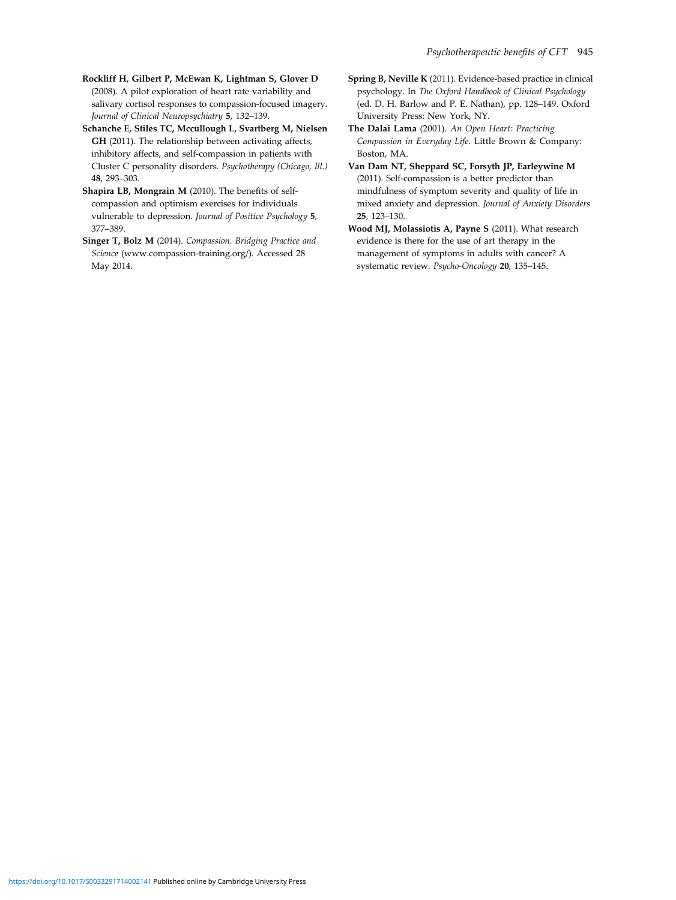**Rockliff H, Gilbert P, McEwan K, Lightman S, Glover D** (2008). A pilot exploration of heart rate variability and salivary cortisol responses to compassion-focused imagery. *Journal of Clinical Neuropsychiatry* **5**, 132–139.

**Schanche E, Stiles TC, Mccullough L, Svartberg M, Nielsen GH** (2011). The relationship between activating affects, inhibitory affects, and self-compassion in patients with Cluster C personality disorders. *Psychotherapy (Chicago, Ill.)* **48**, 293–303.

**Shapira LB, Mongrain M** (2010). The benefits of self-compassion and optimism exercises for individuals vulnerable to depression. *Journal of Positive Psychology* **5**, 377–389.

**Singer T, Bolz M** (2014). *Compassion. Bridging Practice and Science* (www.compassion-training.org/). Accessed 28 May 2014.

**Spring B, Neville K** (2011). Evidence-based practice in clinical psychology. In *The Oxford Handbook of Clinical Psychology* (ed. D. H. Barlow and P. E. Nathan), pp. 128–149. Oxford University Press: New York, NY.

**The Dalai Lama** (2001). *An Open Heart: Practicing Compassion in Everyday Life*. Little Brown & Company: Boston, MA.

**Van Dam NT, Sheppard SC, Forsyth JP, Earleywine M** (2011). Self-compassion is a better predictor than mindfulness of symptom severity and quality of life in mixed anxiety and depression. *Journal of Anxiety Disorders* **25**, 123–130.

**Wood MJ, Molassiotis A, Payne S** (2011). What research evidence is there for the use of art therapy in the management of symptoms in adults with cancer? A systematic review. *Psycho-Oncology* **20**, 135–145.